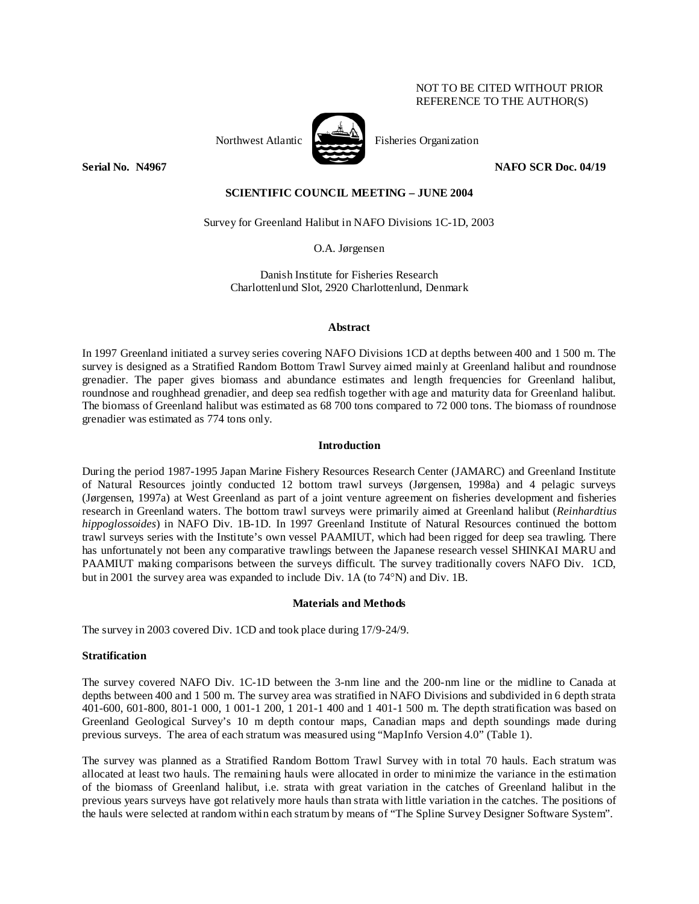NOT TO BE CITED WITHOUT PRIOR
REFERENCE TO THE AUTHOR(S)

Northwest Atlantic Fisheries Organization

**Serial No. N4967** **NAFO SCR Doc. 04/19**

**SCIENTIFIC COUNCIL MEETING – JUNE 2004**

Survey for Greenland Halibut in NAFO Divisions 1C-1D, 2003

O.A. Jørgensen

Danish Institute for Fisheries Research
Charlottenlund Slot, 2920 Charlottenlund, Denmark

## Abstract

In 1997 Greenland initiated a survey series covering NAFO Divisions 1CD at depths between 400 and 1 500 m. The survey is designed as a Stratified Random Bottom Trawl Survey aimed mainly at Greenland halibut and roundnose grenadier. The paper gives biomass and abundance estimates and length frequencies for Greenland halibut, roundnose and roughhead grenadier, and deep sea redfish together with age and maturity data for Greenland halibut. The biomass of Greenland halibut was estimated as 68 700 tons compared to 72 000 tons. The biomass of roundnose grenadier was estimated as 774 tons only.

## Introduction

During the period 1987-1995 Japan Marine Fishery Resources Research Center (JAMARC) and Greenland Institute of Natural Resources jointly conducted 12 bottom trawl surveys (Jørgensen, 1998a) and 4 pelagic surveys (Jørgensen, 1997a) at West Greenland as part of a joint venture agreement on fisheries development and fisheries research in Greenland waters. The bottom trawl surveys were primarily aimed at Greenland halibut (*Reinhardtius hippoglossoides*) in NAFO Div. 1B-1D. In 1997 Greenland Institute of Natural Resources continued the bottom trawl surveys series with the Institute's own vessel PAAMIUT, which had been rigged for deep sea trawling. There has unfortunately not been any comparative trawlings between the Japanese research vessel SHINKAI MARU and PAAMIUT making comparisons between the surveys difficult. The survey traditionally covers NAFO Div. 1CD, but in 2001 the survey area was expanded to include Div. 1A (to 74°N) and Div. 1B.

## Materials and Methods

The survey in 2003 covered Div. 1CD and took place during 17/9-24/9.

### Stratification

The survey covered NAFO Div. 1C-1D between the 3-nm line and the 200-nm line or the midline to Canada at depths between 400 and 1 500 m. The survey area was stratified in NAFO Divisions and subdivided in 6 depth strata 401-600, 601-800, 801-1 000, 1 001-1 200, 1 201-1 400 and 1 401-1 500 m. The depth stratification was based on Greenland Geological Survey's 10 m depth contour maps, Canadian maps and depth soundings made during previous surveys. The area of each stratum was measured using "MapInfo Version 4.0" (Table 1).

The survey was planned as a Stratified Random Bottom Trawl Survey with in total 70 hauls. Each stratum was allocated at least two hauls. The remaining hauls were allocated in order to minimize the variance in the estimation of the biomass of Greenland halibut, i.e. strata with great variation in the catches of Greenland halibut in the previous years surveys have got relatively more hauls than strata with little variation in the catches. The positions of the hauls were selected at random within each stratum by means of "The Spline Survey Designer Software System".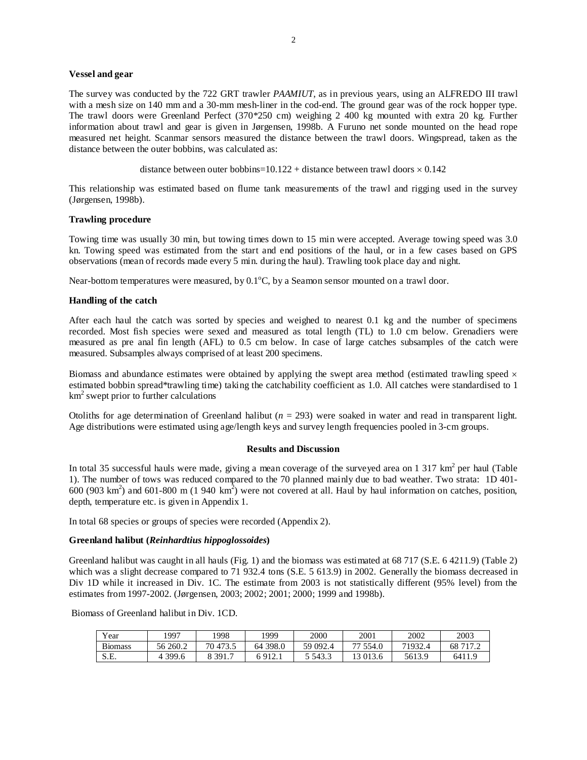**Vessel and gear**

The survey was conducted by the 722 GRT trawler *PAAMIUT*, as in previous years, using an ALFREDO III trawl with a mesh size on 140 mm and a 30-mm mesh-liner in the cod-end. The ground gear was of the rock hopper type. The trawl doors were Greenland Perfect (370*250 cm) weighing 2 400 kg mounted with extra 20 kg. Further information about trawl and gear is given in Jørgensen, 1998b. A Furuno net sonde mounted on the head rope measured net height. Scanmar sensors measured the distance between the trawl doors. Wingspread, taken as the distance between the outer bobbins, was calculated as:

$$\text{distance between outer bobbins} = 10.122 + \text{distance between trawl doors} \times 0.142$$

This relationship was estimated based on flume tank measurements of the trawl and rigging used in the survey (Jørgensen, 1998b).

**Trawling procedure**

Towing time was usually 30 min, but towing times down to 15 min were accepted. Average towing speed was 3.0 kn. Towing speed was estimated from the start and end positions of the haul, or in a few cases based on GPS observations (mean of records made every 5 min. during the haul). Trawling took place day and night.

Near-bottom temperatures were measured, by 0.1°C, by a Seamon sensor mounted on a trawl door.

**Handling of the catch**

After each haul the catch was sorted by species and weighed to nearest 0.1 kg and the number of specimens recorded. Most fish species were sexed and measured as total length (TL) to 1.0 cm below. Grenadiers were measured as pre anal fin length (AFL) to 0.5 cm below. In case of large catches subsamples of the catch were measured. Subsamples always comprised of at least 200 specimens.

Biomass and abundance estimates were obtained by applying the swept area method (estimated trawling speed × estimated bobbin spread*trawling time) taking the catchability coefficient as 1.0. All catches were standardised to 1 km$^2$ swept prior to further calculations

Otoliths for age determination of Greenland halibut ($n$ = 293) were soaked in water and read in transparent light. Age distributions were estimated using age/length keys and survey length frequencies pooled in 3-cm groups.

## Results and Discussion

In total 35 successful hauls were made, giving a mean coverage of the surveyed area on 1 317 km$^2$ per haul (Table 1). The number of tows was reduced compared to the 70 planned mainly due to bad weather. Two strata: 1D 401-600 (903 km$^2$) and 601-800 m (1 940 km$^2$) were not covered at all. Haul by haul information on catches, position, depth, temperature etc. is given in Appendix 1.

In total 68 species or groups of species were recorded (Appendix 2).

**Greenland halibut (*Reinhardtius hippoglossoides*)**

Greenland halibut was caught in all hauls (Fig. 1) and the biomass was estimated at 68 717 (S.E. 6 4211.9) (Table 2) which was a slight decrease compared to 71 932.4 tons (S.E. 5 613.9) in 2002. Generally the biomass decreased in Div 1D while it increased in Div. 1C. The estimate from 2003 is not statistically different (95% level) from the estimates from 1997-2002. (Jørgensen, 2003; 2002; 2001; 2000; 1999 and 1998b).

Biomass of Greenland halibut in Div. 1CD.

| Year | 1997 | 1998 | 1999 | 2000 | 2001 | 2002 | 2003 |
|---|---|---|---|---|---|---|---|
| Biomass | 56 260.2 | 70 473.5 | 64 398.0 | 59 092.4 | 77 554.0 | 71932.4 | 68 717.2 |
| S.E. | 4 399.6 | 8 391.7 | 6 912.1 | 5 543.3 | 13 013.6 | 5613.9 | 6411.9 |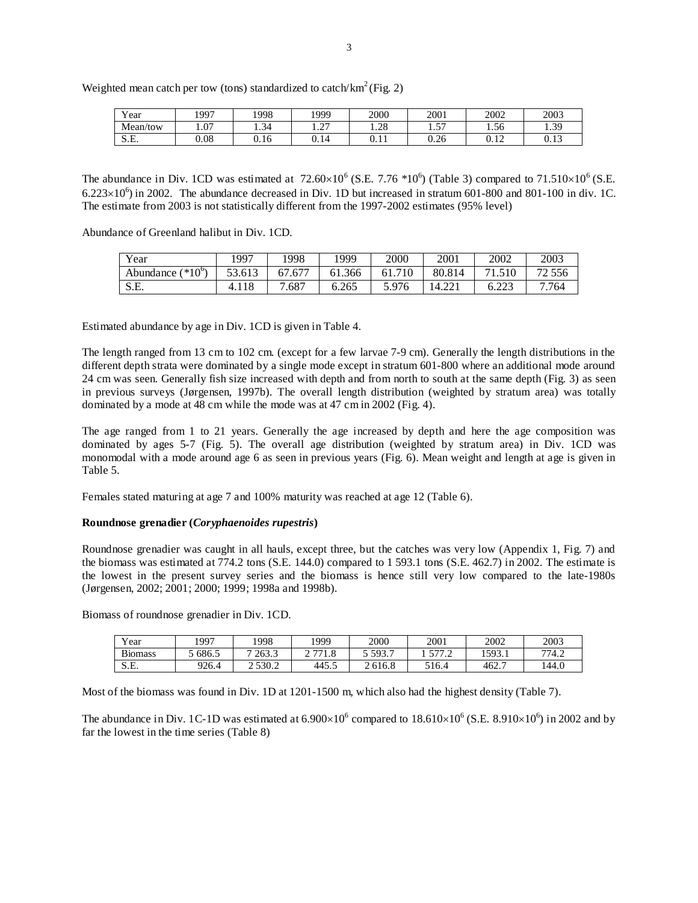Weighted mean catch per tow (tons) standardized to catch/km$^2$ (Fig. 2)

| Year | 1997 | 1998 | 1999 | 2000 | 2001 | 2002 | 2003 |
|---|---|---|---|---|---|---|---|
| Mean/tow | 1.07 | 1.34 | 1.27 | 1.28 | 1.57 | 1.56 | 1.39 |
| S.E. | 0.08 | 0.16 | 0.14 | 0.11 | 0.26 | 0.12 | 0.13 |

The abundance in Div. 1CD was estimated at $72.60\times10^6$ (S.E. 7.76 $*10^6$) (Table 3) compared to $71.510\times10^6$ (S.E. $6.223\times10^6$) in 2002. The abundance decreased in Div. 1D but increased in stratum 601-800 and 801-100 in div. 1C. The estimate from 2003 is not statistically different from the 1997-2002 estimates (95% level)

Abundance of Greenland halibut in Div. 1CD.

| Year | 1997 | 1998 | 1999 | 2000 | 2001 | 2002 | 2003 |
|---|---|---|---|---|---|---|---|
| Abundance ($*10^6$) | 53.613 | 67.677 | 61.366 | 61.710 | 80.814 | 71.510 | 72 556 |
| S.E. | 4.118 | 7.687 | 6.265 | 5.976 | 14.221 | 6.223 | 7.764 |

Estimated abundance by age in Div. 1CD is given in Table 4.

The length ranged from 13 cm to 102 cm. (except for a few larvae 7-9 cm). Generally the length distributions in the different depth strata were dominated by a single mode except in stratum 601-800 where an additional mode around 24 cm was seen. Generally fish size increased with depth and from north to south at the same depth (Fig. 3) as seen in previous surveys (Jørgensen, 1997b). The overall length distribution (weighted by stratum area) was totally dominated by a mode at 48 cm while the mode was at 47 cm in 2002 (Fig. 4).

The age ranged from 1 to 21 years. Generally the age increased by depth and here the age composition was dominated by ages 5-7 (Fig. 5). The overall age distribution (weighted by stratum area) in Div. 1CD was monomodal with a mode around age 6 as seen in previous years (Fig. 6). Mean weight and length at age is given in Table 5.

Females stated maturing at age 7 and 100% maturity was reached at age 12 (Table 6).

**Roundnose grenadier (*Coryphaenoides rupestris*)**

Roundnose grenadier was caught in all hauls, except three, but the catches was very low (Appendix 1, Fig. 7) and the biomass was estimated at 774.2 tons (S.E. 144.0) compared to 1 593.1 tons (S.E. 462.7) in 2002. The estimate is the lowest in the present survey series and the biomass is hence still very low compared to the late-1980s (Jørgensen, 2002; 2001; 2000; 1999; 1998a and 1998b).

Biomass of roundnose grenadier in Div. 1CD.

| Year | 1997 | 1998 | 1999 | 2000 | 2001 | 2002 | 2003 |
|---|---|---|---|---|---|---|---|
| Biomass | 5 686.5 | 7 263.3 | 2 771.8 | 5 593.7 | 1 577.2 | 1593.1 | 774.2 |
| S.E. | 926.4 | 2 530.2 | 445.5 | 2 616.8 | 516.4 | 462.7 | 144.0 |

Most of the biomass was found in Div. 1D at 1201-1500 m, which also had the highest density (Table 7).

The abundance in Div. 1C-1D was estimated at $6.900\times10^6$ compared to $18.610\times10^6$ (S.E. $8.910\times10^6$) in 2002 and by far the lowest in the time series (Table 8)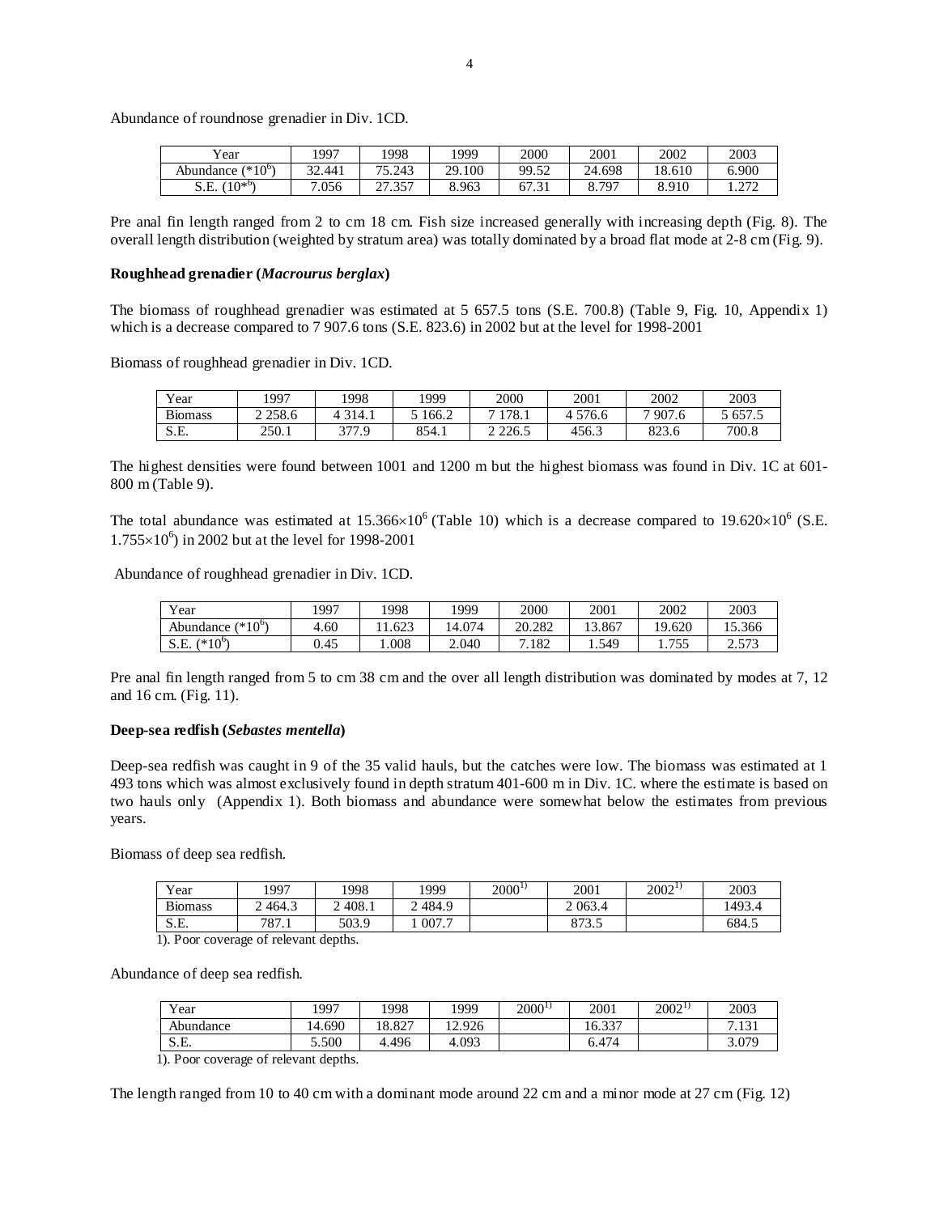Abundance of roundnose grenadier in Div. 1CD.

| Year | 1997 | 1998 | 1999 | 2000 | 2001 | 2002 | 2003 |
|---|---|---|---|---|---|---|---|
| Abundance ($*10^6$) | 32.441 | 75.243 | 29.100 | 99.52 | 24.698 | 18.610 | 6.900 |
| S.E. ($10*^6$) | 7.056 | 27.357 | 8.963 | 67.31 | 8.797 | 8.910 | 1.272 |

Pre anal fin length ranged from 2 to cm 18 cm. Fish size increased generally with increasing depth (Fig. 8). The overall length distribution (weighted by stratum area) was totally dominated by a broad flat mode at 2-8 cm (Fig. 9).

**Roughhead grenadier (*Macrourus berglax*)**

The biomass of roughhead grenadier was estimated at 5 657.5 tons (S.E. 700.8) (Table 9, Fig. 10, Appendix 1) which is a decrease compared to 7 907.6 tons (S.E. 823.6) in 2002 but at the level for 1998-2001

Biomass of roughhead grenadier in Div. 1CD.

| Year | 1997 | 1998 | 1999 | 2000 | 2001 | 2002 | 2003 |
|---|---|---|---|---|---|---|---|
| Biomass | 2 258.6 | 4 314.1 | 5 166.2 | 7 178.1 | 4 576.6 | 7 907.6 | 5 657.5 |
| S.E. | 250.1 | 377.9 | 854.1 | 2 226.5 | 456.3 | 823.6 | 700.8 |

The highest densities were found between 1001 and 1200 m but the highest biomass was found in Div. 1C at 601-800 m (Table 9).

The total abundance was estimated at $15.366\times10^6$ (Table 10) which is a decrease compared to $19.620\times10^6$ (S.E. $1.755\times10^6$) in 2002 but at the level for 1998-2001

Abundance of roughhead grenadier in Div. 1CD.

| Year | 1997 | 1998 | 1999 | 2000 | 2001 | 2002 | 2003 |
|---|---|---|---|---|---|---|---|
| Abundance ($*10^6$) | 4.60 | 11.623 | 14.074 | 20.282 | 13.867 | 19.620 | 15.366 |
| S.E. ($*10^6$) | 0.45 | 1.008 | 2.040 | 7.182 | 1.549 | 1.755 | 2.573 |

Pre anal fin length ranged from 5 to cm 38 cm and the over all length distribution was dominated by modes at 7, 12 and 16 cm. (Fig. 11).

**Deep-sea redfish (*Sebastes mentella*)**

Deep-sea redfish was caught in 9 of the 35 valid hauls, but the catches were low. The biomass was estimated at 1 493 tons which was almost exclusively found in depth stratum 401-600 m in Div. 1C. where the estimate is based on two hauls only (Appendix 1). Both biomass and abundance were somewhat below the estimates from previous years.

Biomass of deep sea redfish.

| Year | 1997 | 1998 | 1999 | 2000[1)] | 2001 | 2002[1)] | 2003 |
|---|---|---|---|---|---|---|---|
| Biomass | 2 464.3 | 2 408.1 | 2 484.9 | | 2 063.4 | | 1493.4 |
| S.E. | 787.1 | 503.9 | 1 007.7 | | 873.5 | | 684.5 |

1). Poor coverage of relevant depths.

Abundance of deep sea redfish.

| Year | 1997 | 1998 | 1999 | 2000[1)] | 2001 | 2002[1)] | 2003 |
|---|---|---|---|---|---|---|---|
| Abundance | 14.690 | 18.827 | 12.926 | | 16.337 | | 7.131 |
| S.E. | 5.500 | 4.496 | 4.093 | | 6.474 | | 3.079 |

1). Poor coverage of relevant depths.

The length ranged from 10 to 40 cm with a dominant mode around 22 cm and a minor mode at 27 cm (Fig. 12)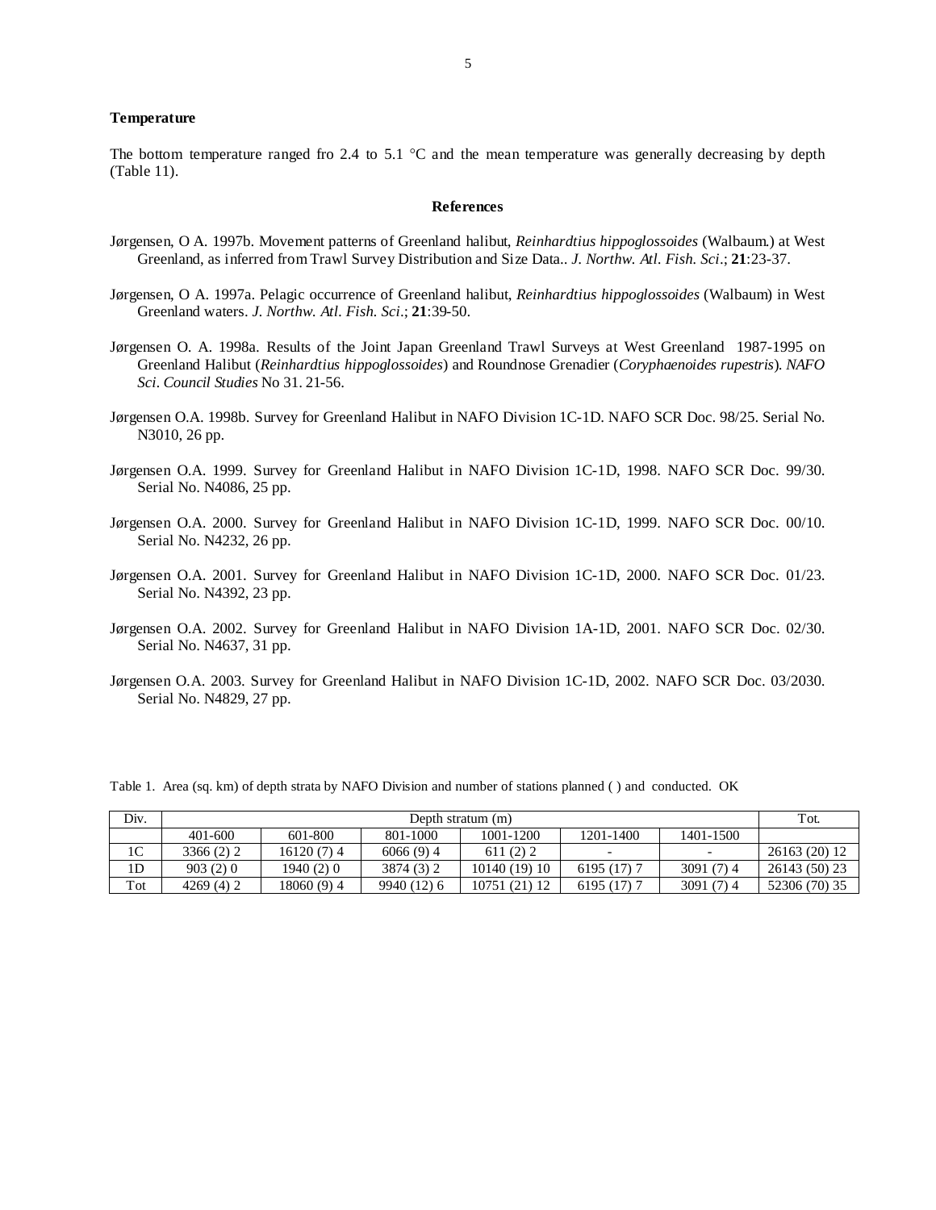**Temperature**

The bottom temperature ranged fro 2.4 to 5.1 °C and the mean temperature was generally decreasing by depth (Table 11).

## References

Jørgensen, O A. 1997b. Movement patterns of Greenland halibut, *Reinhardtius hippoglossoides* (Walbaum.) at West Greenland, as inferred from Trawl Survey Distribution and Size Data.. *J. Northw. Atl. Fish. Sci*.; **21**:23-37.

Jørgensen, O A. 1997a. Pelagic occurrence of Greenland halibut, *Reinhardtius hippoglossoides* (Walbaum) in West Greenland waters. *J. Northw. Atl. Fish. Sci*.; **21**:39-50.

Jørgensen O. A. 1998a. Results of the Joint Japan Greenland Trawl Surveys at West Greenland 1987-1995 on Greenland Halibut (*Reinhardtius hippoglossoides*) and Roundnose Grenadier (*Coryphaenoides rupestris*). *NAFO Sci. Council Studies* No 31. 21-56.

Jørgensen O.A. 1998b. Survey for Greenland Halibut in NAFO Division 1C-1D. NAFO SCR Doc. 98/25. Serial No. N3010, 26 pp.

Jørgensen O.A. 1999. Survey for Greenland Halibut in NAFO Division 1C-1D, 1998. NAFO SCR Doc. 99/30. Serial No. N4086, 25 pp.

Jørgensen O.A. 2000. Survey for Greenland Halibut in NAFO Division 1C-1D, 1999. NAFO SCR Doc. 00/10. Serial No. N4232, 26 pp.

Jørgensen O.A. 2001. Survey for Greenland Halibut in NAFO Division 1C-1D, 2000. NAFO SCR Doc. 01/23. Serial No. N4392, 23 pp.

Jørgensen O.A. 2002. Survey for Greenland Halibut in NAFO Division 1A-1D, 2001. NAFO SCR Doc. 02/30. Serial No. N4637, 31 pp.

Jørgensen O.A. 2003. Survey for Greenland Halibut in NAFO Division 1C-1D, 2002. NAFO SCR Doc. 03/2030. Serial No. N4829, 27 pp.

Table 1. Area (sq. km) of depth strata by NAFO Division and number of stations planned ( ) and conducted. OK

| Div. | Depth stratum (m) | | | | | | Tot. |
|---|---|---|---|---|---|---|---|
| | 401-600 | 601-800 | 801-1000 | 1001-1200 | 1201-1400 | 1401-1500 | |
| 1C | 3366 (2) 2 | 16120 (7) 4 | 6066 (9) 4 | 611 (2) 2 | - | - | 26163 (20) 12 |
| 1D | 903 (2) 0 | 1940 (2) 0 | 3874 (3) 2 | 10140 (19) 10 | 6195 (17) 7 | 3091 (7) 4 | 26143 (50) 23 |
| Tot | 4269 (4) 2 | 18060 (9) 4 | 9940 (12) 6 | 10751 (21) 12 | 6195 (17) 7 | 3091 (7) 4 | 52306 (70) 35 |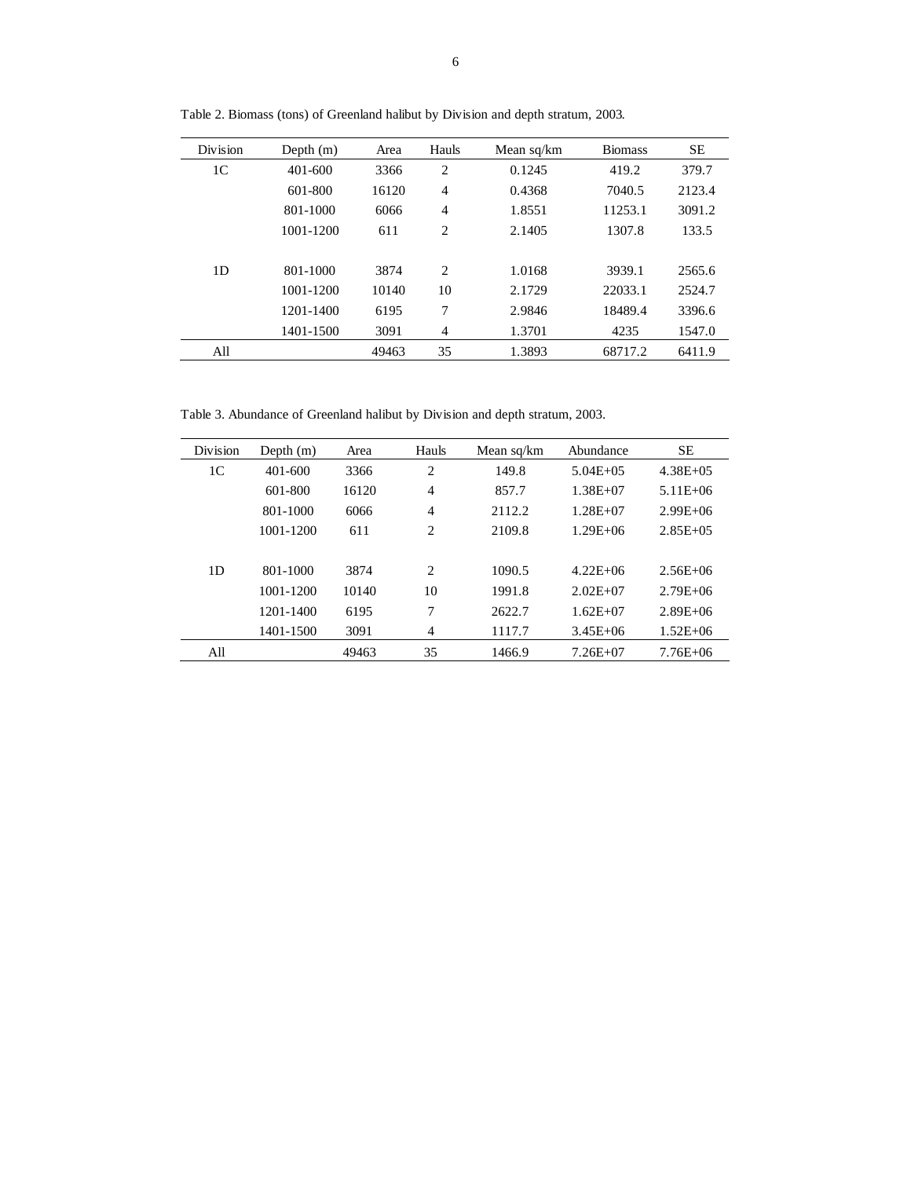Table 2. Biomass (tons) of Greenland halibut by Division and depth stratum, 2003.

| Division | Depth (m) | Area | Hauls | Mean sq/km | Biomass | SE |
|---|---|---|---|---|---|---|
| 1C | 401-600 | 3366 | 2 | 0.1245 | 419.2 | 379.7 |
| | 601-800 | 16120 | 4 | 0.4368 | 7040.5 | 2123.4 |
| | 801-1000 | 6066 | 4 | 1.8551 | 11253.1 | 3091.2 |
| | 1001-1200 | 611 | 2 | 2.1405 | 1307.8 | 133.5 |
| 1D | 801-1000 | 3874 | 2 | 1.0168 | 3939.1 | 2565.6 |
| | 1001-1200 | 10140 | 10 | 2.1729 | 22033.1 | 2524.7 |
| | 1201-1400 | 6195 | 7 | 2.9846 | 18489.4 | 3396.6 |
| | 1401-1500 | 3091 | 4 | 1.3701 | 4235 | 1547.0 |
| All | | 49463 | 35 | 1.3893 | 68717.2 | 6411.9 |

Table 3. Abundance of Greenland halibut by Division and depth stratum, 2003.

| Division | Depth (m) | Area | Hauls | Mean sq/km | Abundance | SE |
|---|---|---|---|---|---|---|
| 1C | 401-600 | 3366 | 2 | 149.8 | 5.04E+05 | 4.38E+05 |
| | 601-800 | 16120 | 4 | 857.7 | 1.38E+07 | 5.11E+06 |
| | 801-1000 | 6066 | 4 | 2112.2 | 1.28E+07 | 2.99E+06 |
| | 1001-1200 | 611 | 2 | 2109.8 | 1.29E+06 | 2.85E+05 |
| 1D | 801-1000 | 3874 | 2 | 1090.5 | 4.22E+06 | 2.56E+06 |
| | 1001-1200 | 10140 | 10 | 1991.8 | 2.02E+07 | 2.79E+06 |
| | 1201-1400 | 6195 | 7 | 2622.7 | 1.62E+07 | 2.89E+06 |
| | 1401-1500 | 3091 | 4 | 1117.7 | 3.45E+06 | 1.52E+06 |
| All | | 49463 | 35 | 1466.9 | 7.26E+07 | 7.76E+06 |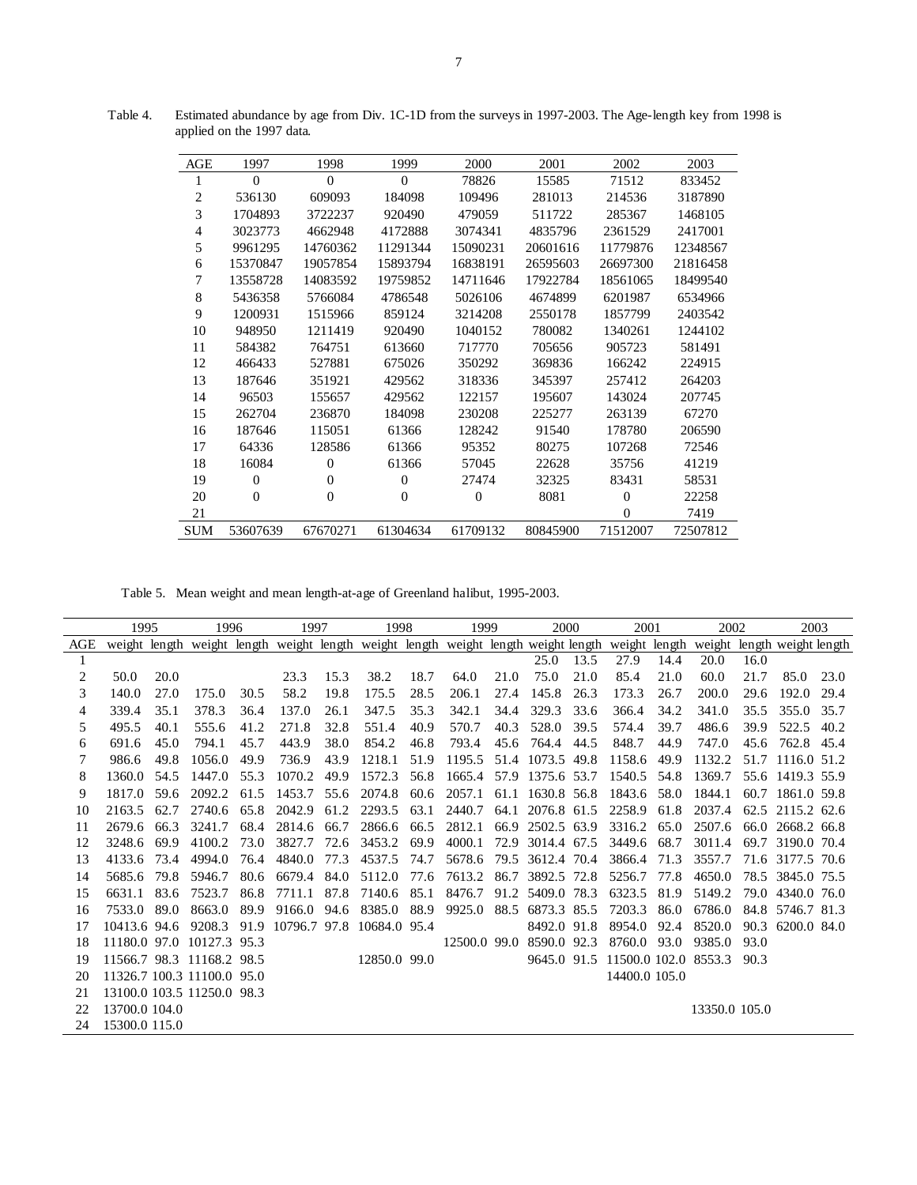Table 4. Estimated abundance by age from Div. 1C-1D from the surveys in 1997-2003. The Age-length key from 1998 is applied on the 1997 data.

| AGE | 1997 | 1998 | 1999 | 2000 | 2001 | 2002 | 2003 |
|---|---|---|---|---|---|---|---|
| 1 | 0 | 0 | 0 | 78826 | 15585 | 71512 | 833452 |
| 2 | 536130 | 609093 | 184098 | 109496 | 281013 | 214536 | 3187890 |
| 3 | 1704893 | 3722237 | 920490 | 479059 | 511722 | 285367 | 1468105 |
| 4 | 3023773 | 4662948 | 4172888 | 3074341 | 4835796 | 2361529 | 2417001 |
| 5 | 9961295 | 14760362 | 11291344 | 15090231 | 20601616 | 11779876 | 12348567 |
| 6 | 15370847 | 19057854 | 15893794 | 16838191 | 26595603 | 26697300 | 21816458 |
| 7 | 13558728 | 14083592 | 19759852 | 14711646 | 17922784 | 18561065 | 18499540 |
| 8 | 5436358 | 5766084 | 4786548 | 5026106 | 4674899 | 6201987 | 6534966 |
| 9 | 1200931 | 1515966 | 859124 | 3214208 | 2550178 | 1857799 | 2403542 |
| 10 | 948950 | 1211419 | 920490 | 1040152 | 780082 | 1340261 | 1244102 |
| 11 | 584382 | 764751 | 613660 | 717770 | 705656 | 905723 | 581491 |
| 12 | 466433 | 527881 | 675026 | 350292 | 369836 | 166242 | 224915 |
| 13 | 187646 | 351921 | 429562 | 318336 | 345397 | 257412 | 264203 |
| 14 | 96503 | 155657 | 429562 | 122157 | 195607 | 143024 | 207745 |
| 15 | 262704 | 236870 | 184098 | 230208 | 225277 | 263139 | 67270 |
| 16 | 187646 | 115051 | 61366 | 128242 | 91540 | 178780 | 206590 |
| 17 | 64336 | 128586 | 61366 | 95352 | 80275 | 107268 | 72546 |
| 18 | 16084 | 0 | 61366 | 57045 | 22628 | 35756 | 41219 |
| 19 | 0 | 0 | 0 | 27474 | 32325 | 83431 | 58531 |
| 20 | 0 | 0 | 0 | 0 | 8081 | 0 | 22258 |
| 21 | | | | | | 0 | 7419 |
| SUM | 53607639 | 67670271 | 61304634 | 61709132 | 80845900 | 71512007 | 72507812 |

Table 5. Mean weight and mean length-at-age of Greenland halibut, 1995-2003.

| | 1995 | | 1996 | | 1997 | | 1998 | | 1999 | | 2000 | | 2001 | | 2002 | | 2003 | |
|---|---|---|---|---|---|---|---|---|---|---|---|---|---|---|---|---|---|---|
| AGE | weight | length | weight | length | weight | length | weight | length | weight | length | weight | length | weight | length | weight | length | weight | length |
| 1 | | | | | | | | | | | 25.0 | 13.5 | 27.9 | 14.4 | 20.0 | 16.0 | | |
| 2 | 50.0 | 20.0 | | | 23.3 | 15.3 | 38.2 | 18.7 | 64.0 | 21.0 | 75.0 | 21.0 | 85.4 | 21.0 | 60.0 | 21.7 | 85.0 | 23.0 |
| 3 | 140.0 | 27.0 | 175.0 | 30.5 | 58.2 | 19.8 | 175.5 | 28.5 | 206.1 | 27.4 | 145.8 | 26.3 | 173.3 | 26.7 | 200.0 | 29.6 | 192.0 | 29.4 |
| 4 | 339.4 | 35.1 | 378.3 | 36.4 | 137.0 | 26.1 | 347.5 | 35.3 | 342.1 | 34.4 | 329.3 | 33.6 | 366.4 | 34.2 | 341.0 | 35.5 | 355.0 | 35.7 |
| 5 | 495.5 | 40.1 | 555.6 | 41.2 | 271.8 | 32.8 | 551.4 | 40.9 | 570.7 | 40.3 | 528.0 | 39.5 | 574.4 | 39.7 | 486.6 | 39.9 | 522.5 | 40.2 |
| 6 | 691.6 | 45.0 | 794.1 | 45.7 | 443.9 | 38.0 | 854.2 | 46.8 | 793.4 | 45.6 | 764.4 | 44.5 | 848.7 | 44.9 | 747.0 | 45.6 | 762.8 | 45.4 |
| 7 | 986.6 | 49.8 | 1056.0 | 49.9 | 736.9 | 43.9 | 1218.1 | 51.9 | 1195.5 | 51.4 | 1073.5 | 49.8 | 1158.6 | 49.9 | 1132.2 | 51.7 | 1116.0 | 51.2 |
| 8 | 1360.0 | 54.5 | 1447.0 | 55.3 | 1070.2 | 49.9 | 1572.3 | 56.8 | 1665.4 | 57.9 | 1375.6 | 53.7 | 1540.5 | 54.8 | 1369.7 | 55.6 | 1419.3 | 55.9 |
| 9 | 1817.0 | 59.6 | 2092.2 | 61.5 | 1453.7 | 55.6 | 2074.8 | 60.6 | 2057.1 | 61.1 | 1630.8 | 56.8 | 1843.6 | 58.0 | 1844.1 | 60.7 | 1861.0 | 59.8 |
| 10 | 2163.5 | 62.7 | 2740.6 | 65.8 | 2042.9 | 61.2 | 2293.5 | 63.1 | 2440.7 | 64.1 | 2076.8 | 61.5 | 2258.9 | 61.8 | 2037.4 | 62.5 | 2115.2 | 62.6 |
| 11 | 2679.6 | 66.3 | 3241.7 | 68.4 | 2814.6 | 66.7 | 2866.6 | 66.5 | 2812.1 | 66.9 | 2502.5 | 63.9 | 3316.2 | 65.0 | 2507.6 | 66.0 | 2668.2 | 66.8 |
| 12 | 3248.6 | 69.9 | 4100.2 | 73.0 | 3827.7 | 72.6 | 3453.2 | 69.9 | 4000.1 | 72.9 | 3014.4 | 67.5 | 3449.6 | 68.7 | 3011.4 | 69.7 | 3190.0 | 70.4 |
| 13 | 4133.6 | 73.4 | 4994.0 | 76.4 | 4840.0 | 77.3 | 4537.5 | 74.7 | 5678.6 | 79.5 | 3612.4 | 70.4 | 3866.4 | 71.3 | 3557.7 | 71.6 | 3177.5 | 70.6 |
| 14 | 5685.6 | 79.8 | 5946.7 | 80.6 | 6679.4 | 84.0 | 5112.0 | 77.6 | 7613.2 | 86.7 | 3892.5 | 72.8 | 5256.7 | 77.8 | 4650.0 | 78.5 | 3845.0 | 75.5 |
| 15 | 6631.1 | 83.6 | 7523.7 | 86.8 | 7711.1 | 87.8 | 7140.6 | 85.1 | 8476.7 | 91.2 | 5409.0 | 78.3 | 6323.5 | 81.9 | 5149.2 | 79.0 | 4340.0 | 76.0 |
| 16 | 7533.0 | 89.0 | 8663.0 | 89.9 | 9166.0 | 94.6 | 8385.0 | 88.9 | 9925.0 | 88.5 | 6873.3 | 85.5 | 7203.3 | 86.0 | 6786.0 | 84.8 | 5746.7 | 81.3 |
| 17 | 10413.6 | 94.6 | 9208.3 | 91.9 | 10796.7 | 97.8 | 10684.0 | 95.4 | | | 8492.0 | 91.8 | 8954.0 | 92.4 | 8520.0 | 90.3 | 6200.0 | 84.0 |
| 18 | 11180.0 | 97.0 | 10127.3 | 95.3 | | | | | 12500.0 | 99.0 | 8590.0 | 92.3 | 8760.0 | 93.0 | 9385.0 | 93.0 | | |
| 19 | 11566.7 | 98.3 | 11168.2 | 98.5 | | | 12850.0 | 99.0 | | | 9645.0 | 91.5 | 11500.0 | 102.0 | 8553.3 | 90.3 | | |
| 20 | 11326.7 | 100.3 | 11100.0 | 95.0 | | | | | | | | | 14400.0 | 105.0 | | | | |
| 21 | 13100.0 | 103.5 | 11250.0 | 98.3 | | | | | | | | | | | | | | |
| 22 | 13700.0 | 104.0 | | | | | | | | | | | | | 13350.0 | 105.0 | | |
| 24 | 15300.0 | 115.0 | | | | | | | | | | | | | | | | |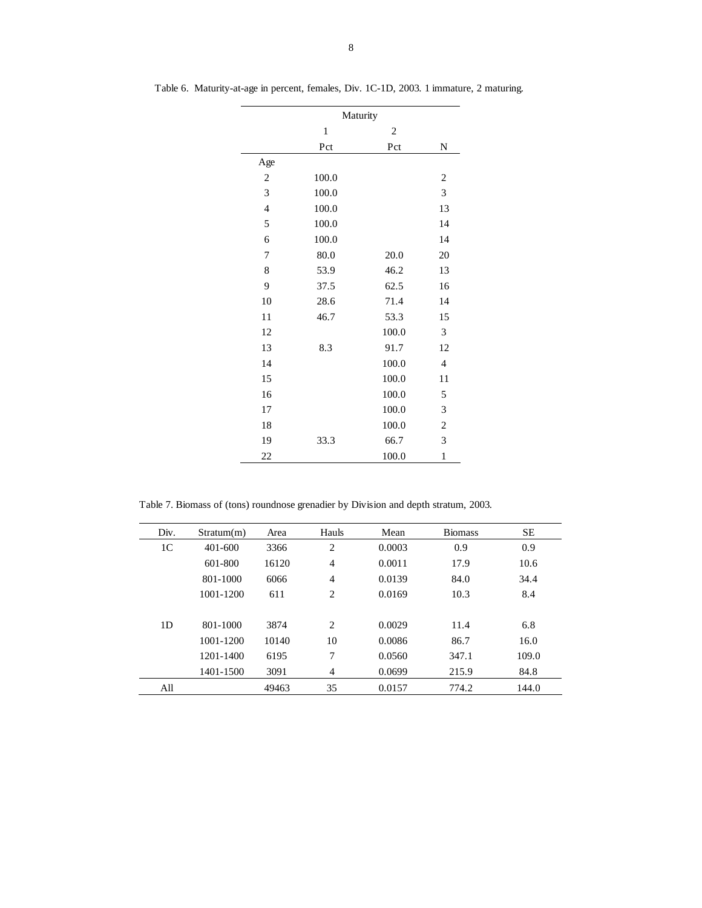Table 6. Maturity-at-age in percent, females, Div. 1C-1D, 2003. 1 immature, 2 maturing.

| | Maturity | | |
|---|---|---|---|
| | 1 | 2 | |
| | Pct | Pct | N |
| Age | | | |
| 2 | 100.0 | | 2 |
| 3 | 100.0 | | 3 |
| 4 | 100.0 | | 13 |
| 5 | 100.0 | | 14 |
| 6 | 100.0 | | 14 |
| 7 | 80.0 | 20.0 | 20 |
| 8 | 53.9 | 46.2 | 13 |
| 9 | 37.5 | 62.5 | 16 |
| 10 | 28.6 | 71.4 | 14 |
| 11 | 46.7 | 53.3 | 15 |
| 12 | | 100.0 | 3 |
| 13 | 8.3 | 91.7 | 12 |
| 14 | | 100.0 | 4 |
| 15 | | 100.0 | 11 |
| 16 | | 100.0 | 5 |
| 17 | | 100.0 | 3 |
| 18 | | 100.0 | 2 |
| 19 | 33.3 | 66.7 | 3 |
| 22 | | 100.0 | 1 |

Table 7. Biomass of (tons) roundnose grenadier by Division and depth stratum, 2003.

| Div. | Stratum(m) | Area | Hauls | Mean | Biomass | SE |
|---|---|---|---|---|---|---|
| 1C | 401-600 | 3366 | 2 | 0.0003 | 0.9 | 0.9 |
| | 601-800 | 16120 | 4 | 0.0011 | 17.9 | 10.6 |
| | 801-1000 | 6066 | 4 | 0.0139 | 84.0 | 34.4 |
| | 1001-1200 | 611 | 2 | 0.0169 | 10.3 | 8.4 |
| | | | | | | |
| 1D | 801-1000 | 3874 | 2 | 0.0029 | 11.4 | 6.8 |
| | 1001-1200 | 10140 | 10 | 0.0086 | 86.7 | 16.0 |
| | 1201-1400 | 6195 | 7 | 0.0560 | 347.1 | 109.0 |
| | 1401-1500 | 3091 | 4 | 0.0699 | 215.9 | 84.8 |
| All | | 49463 | 35 | 0.0157 | 774.2 | 144.0 |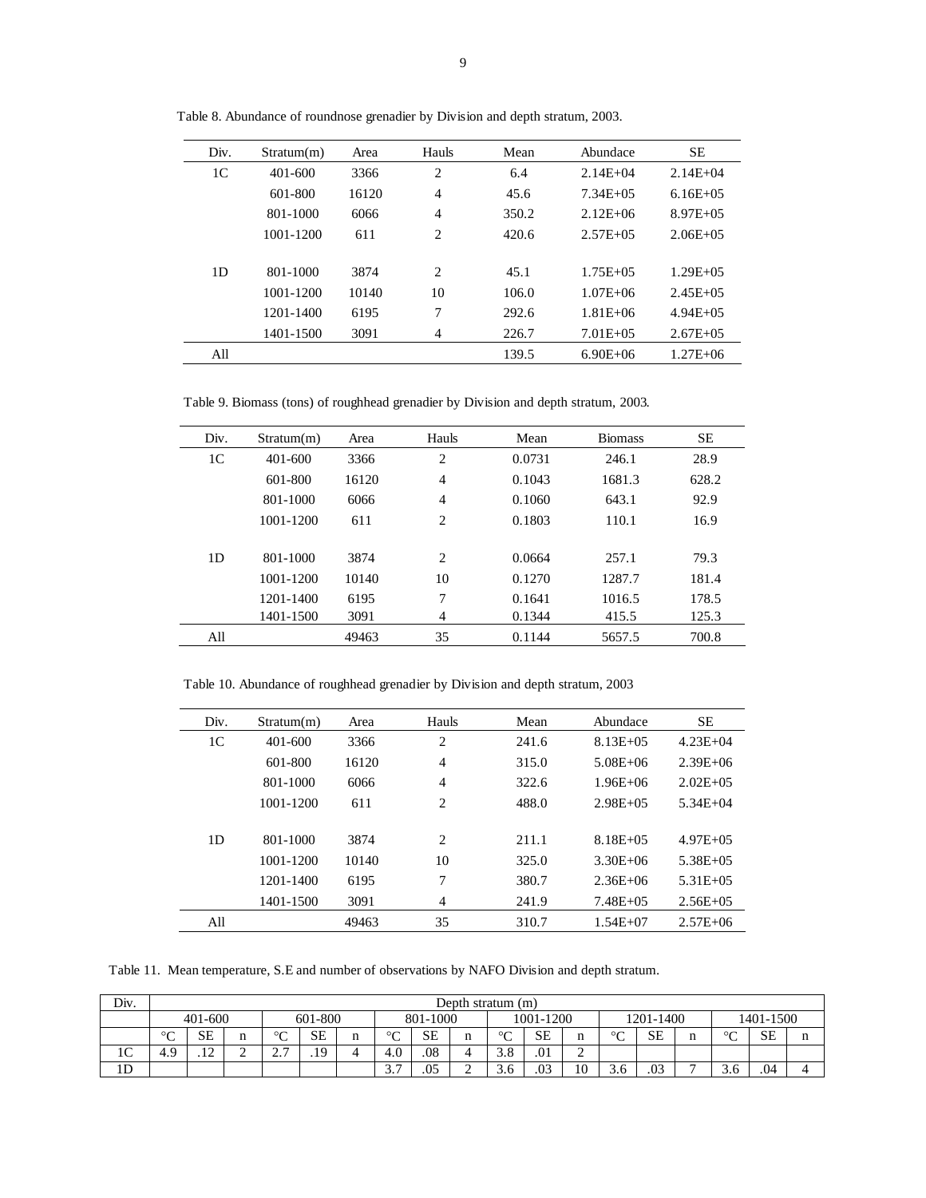Table 8. Abundance of roundnose grenadier by Division and depth stratum, 2003.

| Div. | Stratum(m) | Area | Hauls | Mean | Abundace | SE |
|---|---|---|---|---|---|---|
| 1C | 401-600 | 3366 | 2 | 6.4 | 2.14E+04 | 2.14E+04 |
| | 601-800 | 16120 | 4 | 45.6 | 7.34E+05 | 6.16E+05 |
| | 801-1000 | 6066 | 4 | 350.2 | 2.12E+06 | 8.97E+05 |
| | 1001-1200 | 611 | 2 | 420.6 | 2.57E+05 | 2.06E+05 |
| 1D | 801-1000 | 3874 | 2 | 45.1 | 1.75E+05 | 1.29E+05 |
| | 1001-1200 | 10140 | 10 | 106.0 | 1.07E+06 | 2.45E+05 |
| | 1201-1400 | 6195 | 7 | 292.6 | 1.81E+06 | 4.94E+05 |
| | 1401-1500 | 3091 | 4 | 226.7 | 7.01E+05 | 2.67E+05 |
| All | | | | 139.5 | 6.90E+06 | 1.27E+06 |

Table 9. Biomass (tons) of roughhead grenadier by Division and depth stratum, 2003.

| Div. | Stratum(m) | Area | Hauls | Mean | Biomass | SE |
|---|---|---|---|---|---|---|
| 1C | 401-600 | 3366 | 2 | 0.0731 | 246.1 | 28.9 |
| | 601-800 | 16120 | 4 | 0.1043 | 1681.3 | 628.2 |
| | 801-1000 | 6066 | 4 | 0.1060 | 643.1 | 92.9 |
| | 1001-1200 | 611 | 2 | 0.1803 | 110.1 | 16.9 |
| 1D | 801-1000 | 3874 | 2 | 0.0664 | 257.1 | 79.3 |
| | 1001-1200 | 10140 | 10 | 0.1270 | 1287.7 | 181.4 |
| | 1201-1400 | 6195 | 7 | 0.1641 | 1016.5 | 178.5 |
| | 1401-1500 | 3091 | 4 | 0.1344 | 415.5 | 125.3 |
| All | | 49463 | 35 | 0.1144 | 5657.5 | 700.8 |

Table 10. Abundance of roughhead grenadier by Division and depth stratum, 2003

| Div. | Stratum(m) | Area | Hauls | Mean | Abundace | SE |
|---|---|---|---|---|---|---|
| 1C | 401-600 | 3366 | 2 | 241.6 | 8.13E+05 | 4.23E+04 |
| | 601-800 | 16120 | 4 | 315.0 | 5.08E+06 | 2.39E+06 |
| | 801-1000 | 6066 | 4 | 322.6 | 1.96E+06 | 2.02E+05 |
| | 1001-1200 | 611 | 2 | 488.0 | 2.98E+05 | 5.34E+04 |
| 1D | 801-1000 | 3874 | 2 | 211.1 | 8.18E+05 | 4.97E+05 |
| | 1001-1200 | 10140 | 10 | 325.0 | 3.30E+06 | 5.38E+05 |
| | 1201-1400 | 6195 | 7 | 380.7 | 2.36E+06 | 5.31E+05 |
| | 1401-1500 | 3091 | 4 | 241.9 | 7.48E+05 | 2.56E+05 |
| All | | 49463 | 35 | 310.7 | 1.54E+07 | 2.57E+06 |

Table 11. Mean temperature, S.E and number of observations by NAFO Division and depth stratum.

| Div. | Depth stratum (m) | | | | | | | | | | | | | | | | | |
|---|---|---|---|---|---|---|---|---|---|---|---|---|---|---|---|---|---|---|
| | 401-600 | | | 601-800 | | | 801-1000 | | | 1001-1200 | | | 1201-1400 | | | 1401-1500 | | |
| | °C | SE | n | °C | SE | n | °C | SE | n | °C | SE | n | °C | SE | n | °C | SE | n |
| 1C | 4.9 | .12 | 2 | 2.7 | .19 | 4 | 4.0 | .08 | 4 | 3.8 | .01 | 2 | | | | | | |
| 1D | | | | | | | 3.7 | .05 | 2 | 3.6 | .03 | 10 | 3.6 | .03 | 7 | 3.6 | .04 | 4 |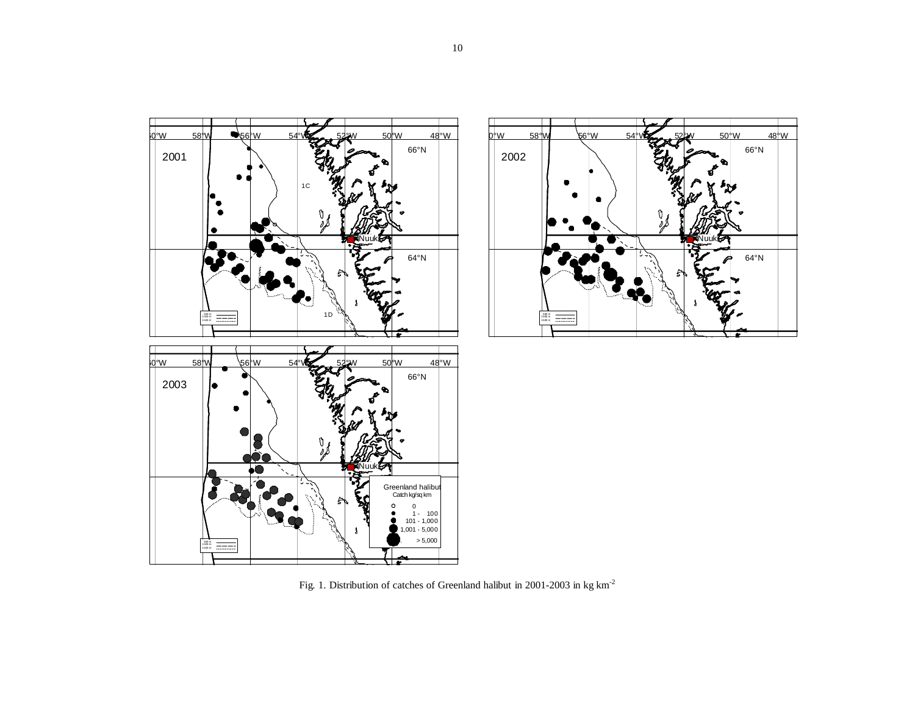Fig. 1. Distribution of catches of Greenland halibut in 2001-2003 in kg km$^{-2}$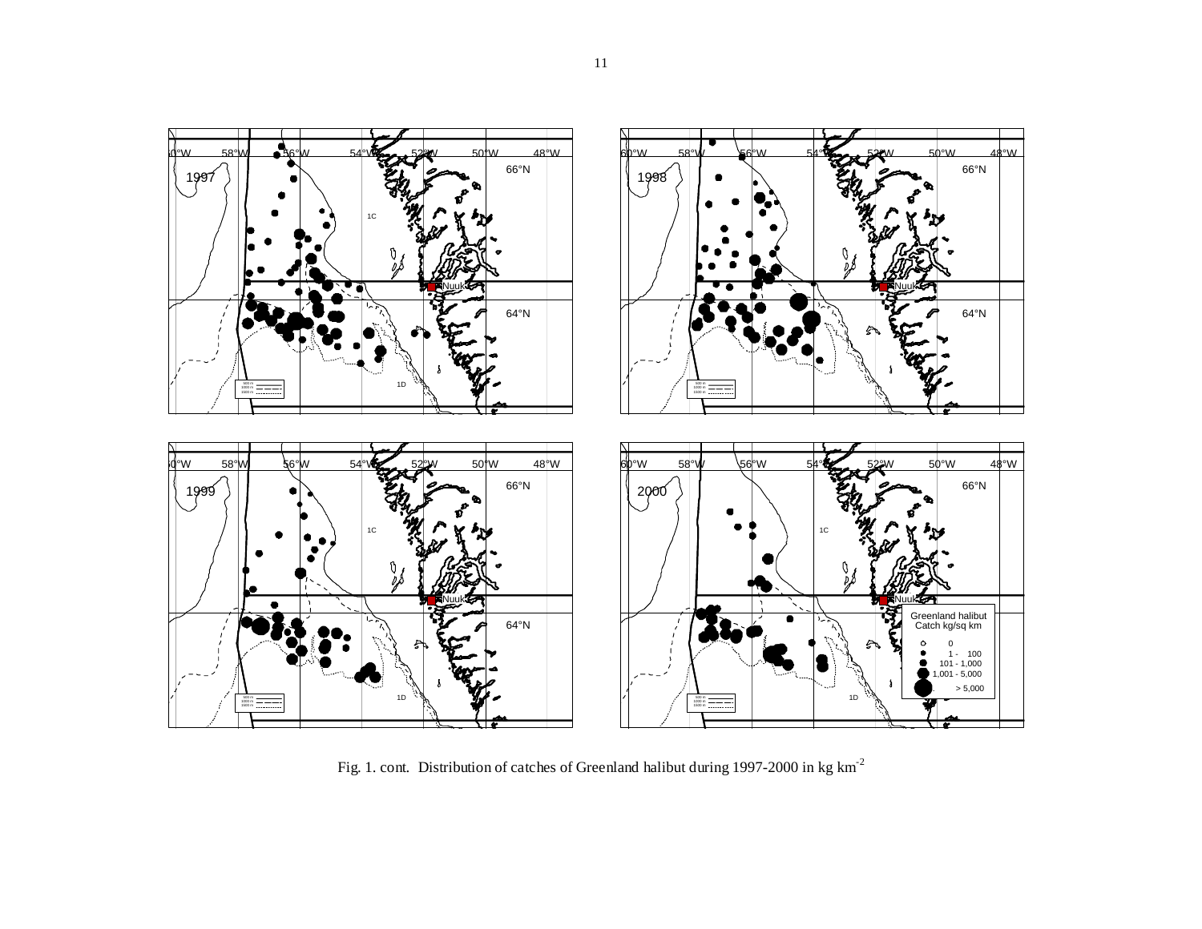Fig. 1. cont. Distribution of catches of Greenland halibut during 1997-2000 in kg km$^{-2}$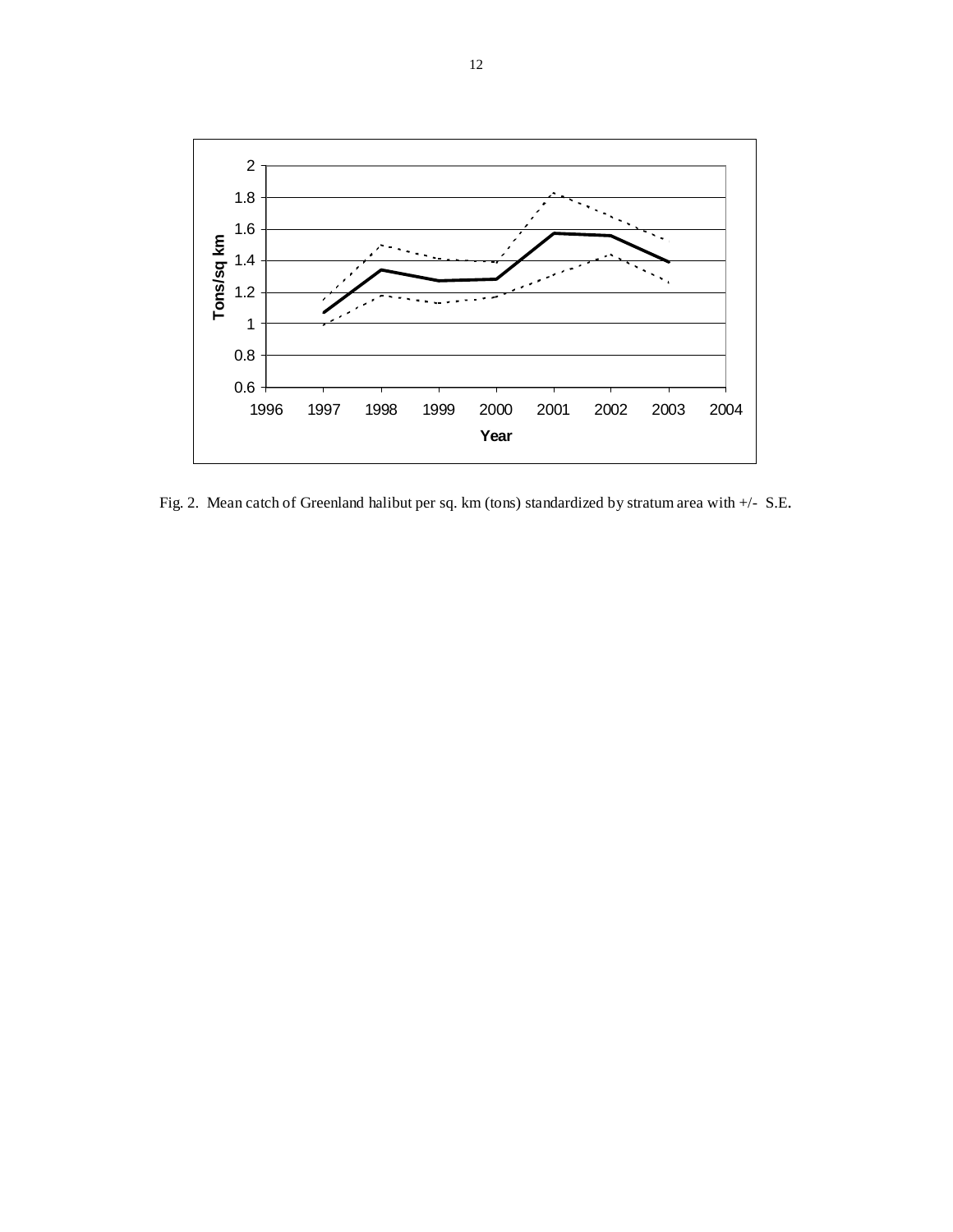Fig. 2. Mean catch of Greenland halibut per sq. km (tons) standardized by stratum area with +/- S.E.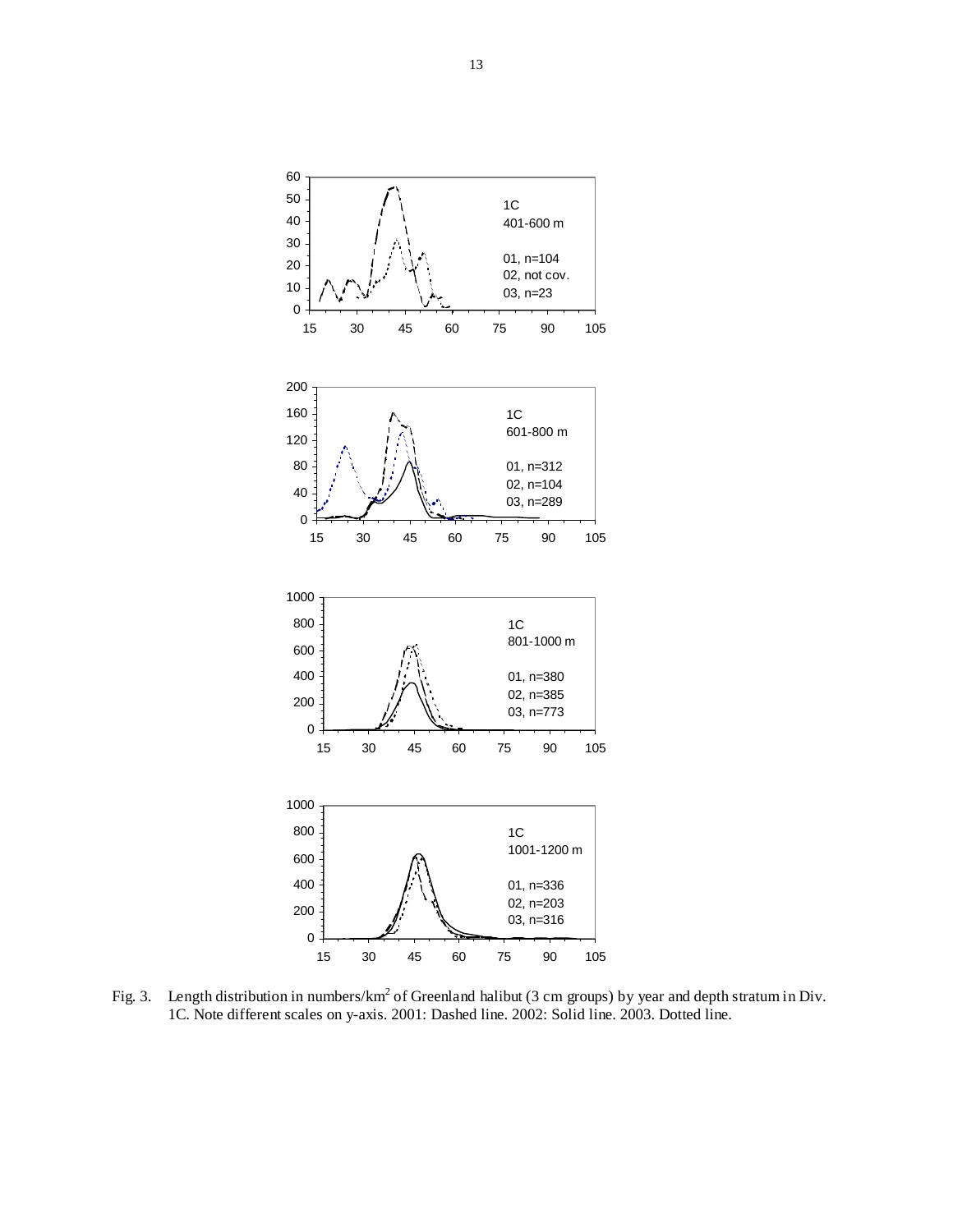1C
401-600 m

01, n=104
02, not cov.
03, n=23

1C
601-800 m

01, n=312
02, n=104
03, n=289

1C
801-1000 m

01, n=380
02, n=385
03, n=773

1C
1001-1200 m

01, n=336
02, n=203
03, n=316

Fig. 3. Length distribution in numbers/km$^2$ of Greenland halibut (3 cm groups) by year and depth stratum in Div. 1C. Note different scales on y-axis. 2001: Dashed line. 2002: Solid line. 2003. Dotted line.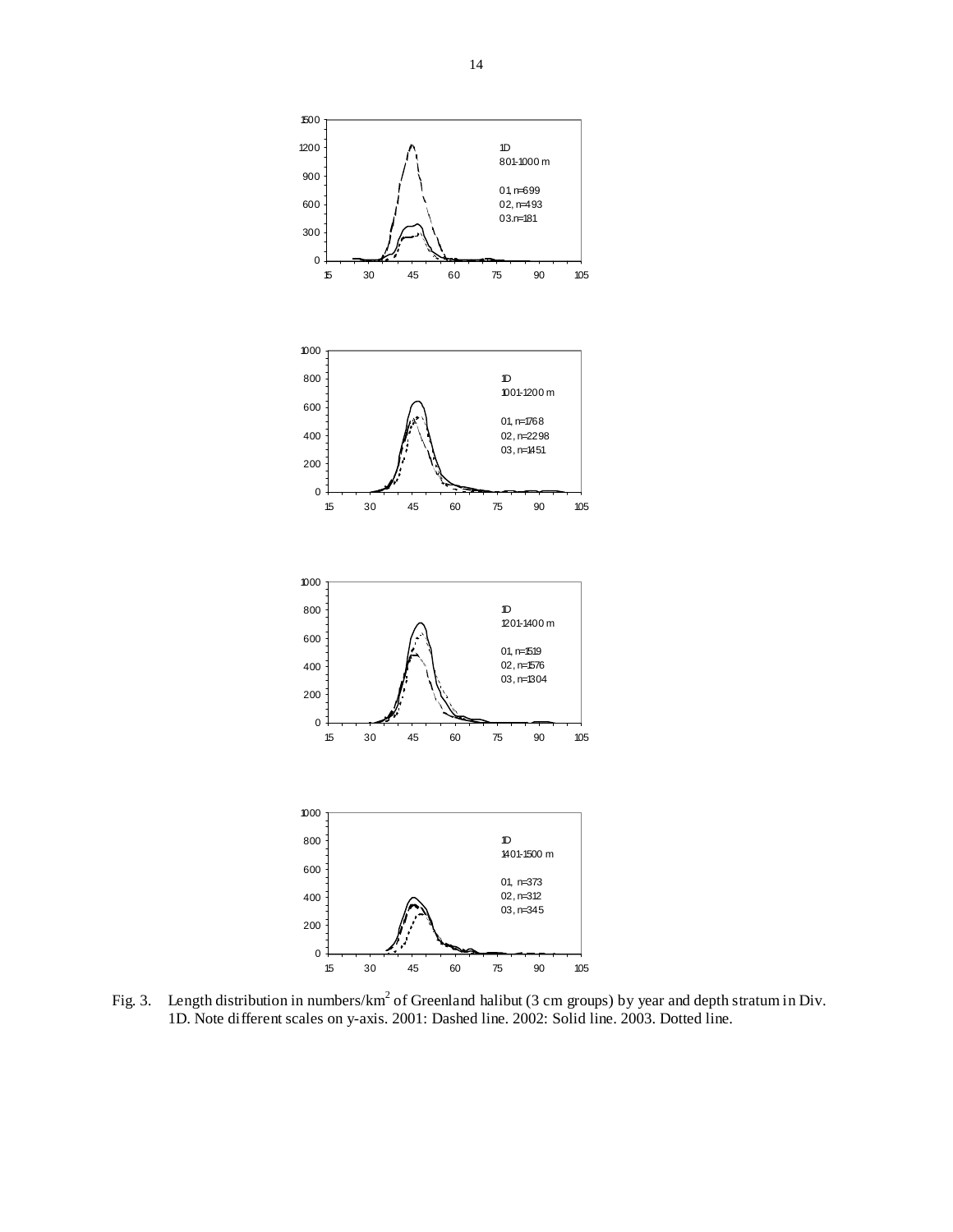Fig. 3. Length distribution in numbers/km$^2$ of Greenland halibut (3 cm groups) by year and depth stratum in Div. 1D. Note different scales on y-axis. 2001: Dashed line. 2002: Solid line. 2003. Dotted line.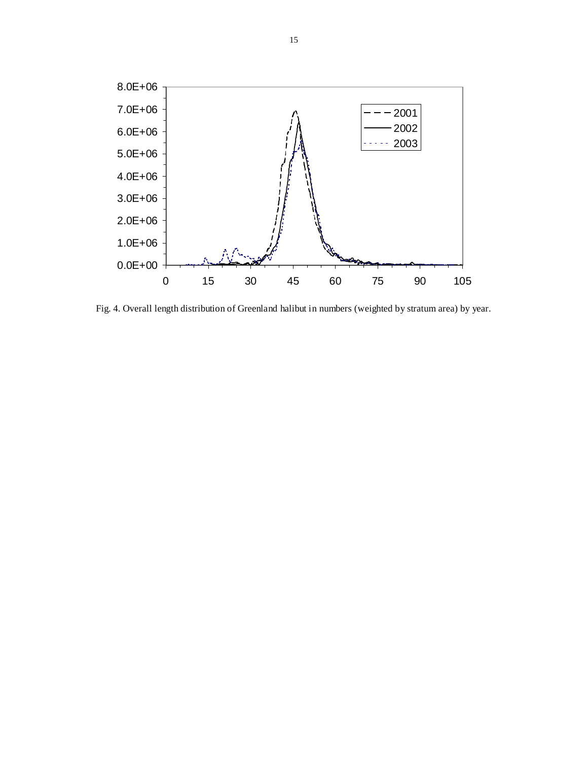Fig. 4. Overall length distribution of Greenland halibut in numbers (weighted by stratum area) by year.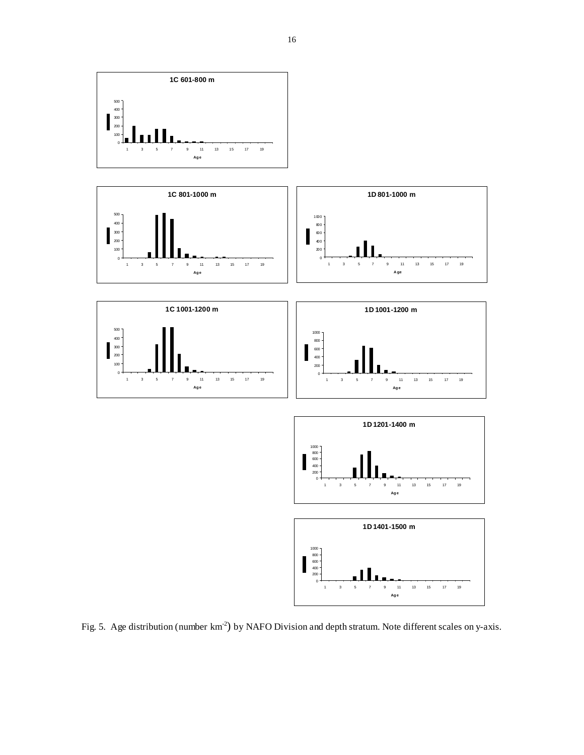Fig. 5. Age distribution (number km$^{-2}$) by NAFO Division and depth stratum. Note different scales on y-axis.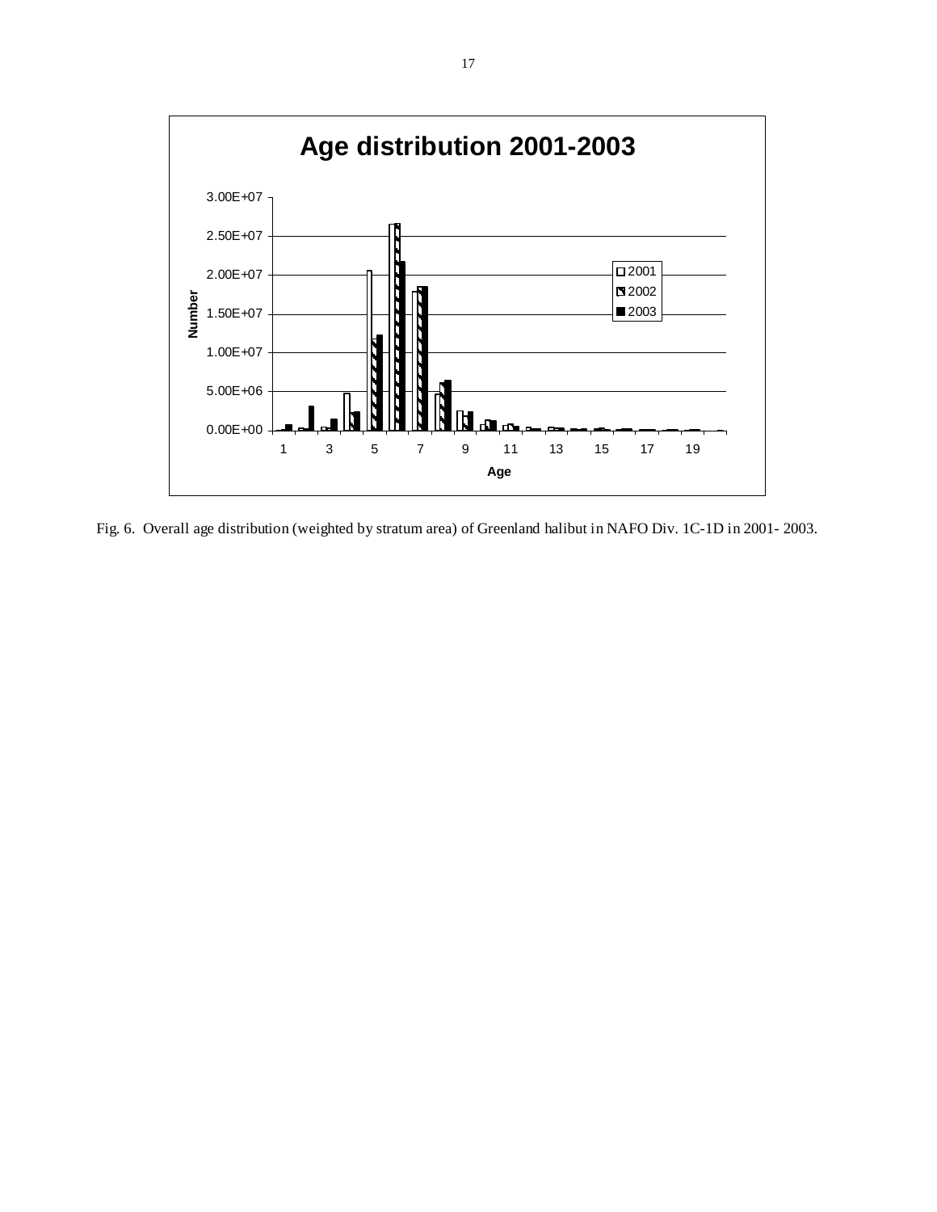Fig. 6. Overall age distribution (weighted by stratum area) of Greenland halibut in NAFO Div. 1C-1D in 2001- 2003.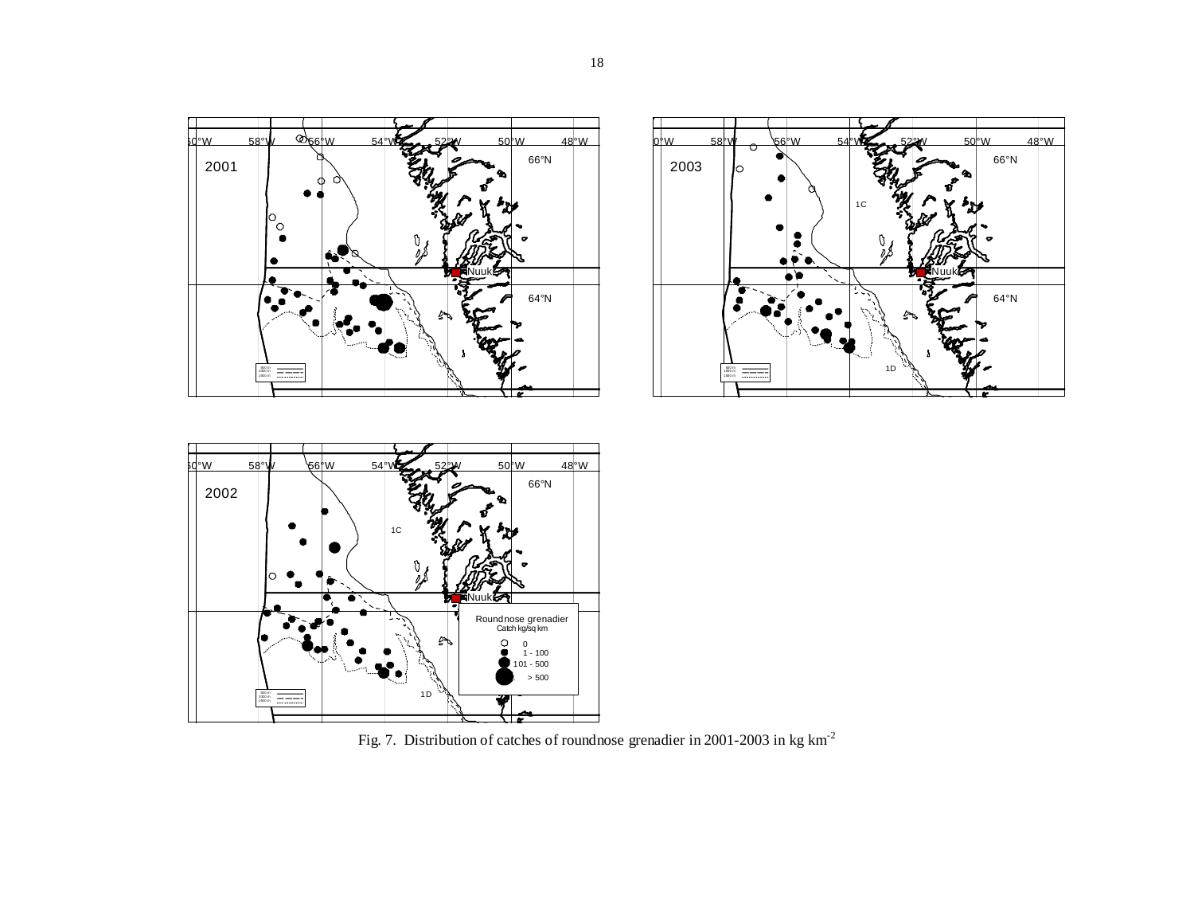Fig. 7. Distribution of catches of roundnose grenadier in 2001-2003 in kg km$^{-2}$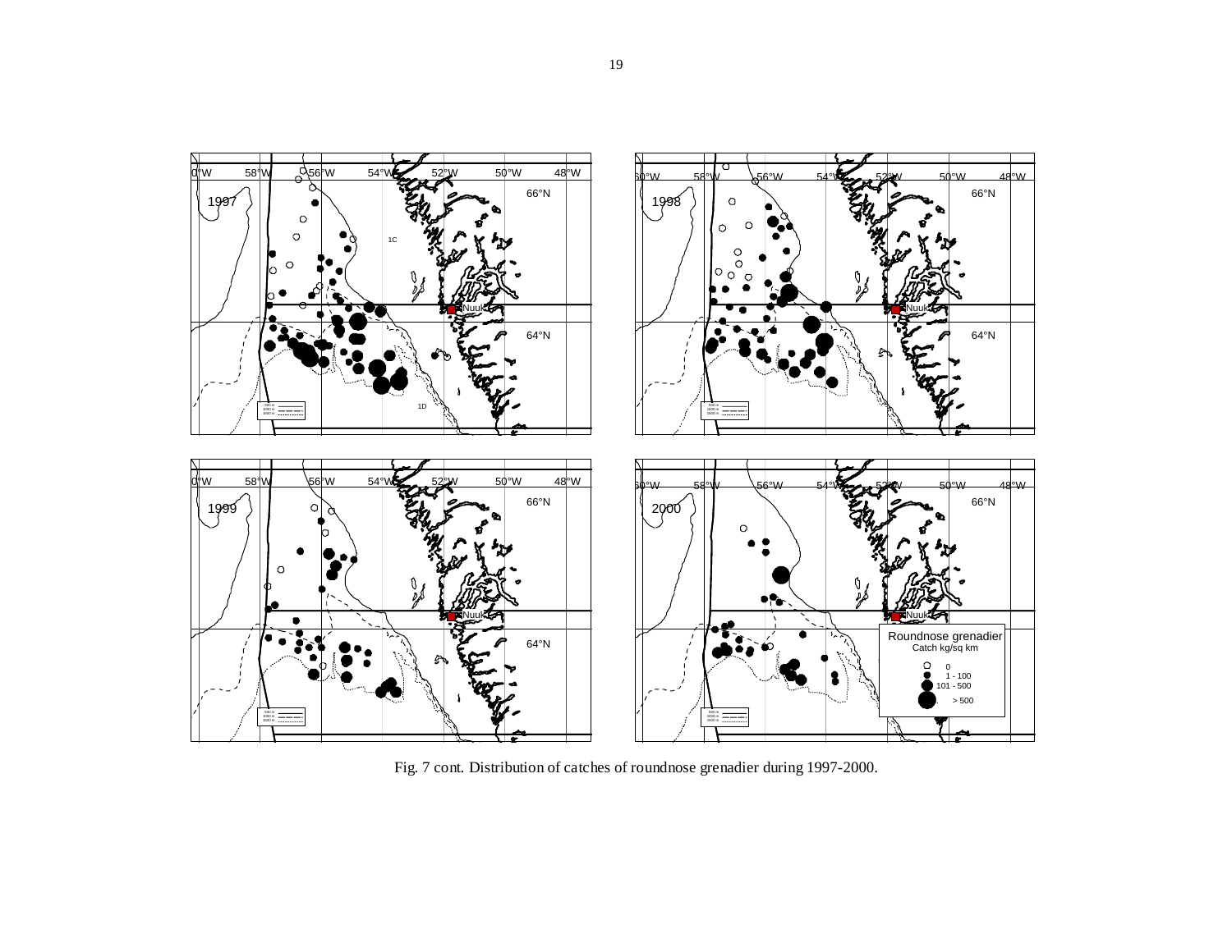Fig. 7 cont. Distribution of catches of roundnose grenadier during 1997-2000.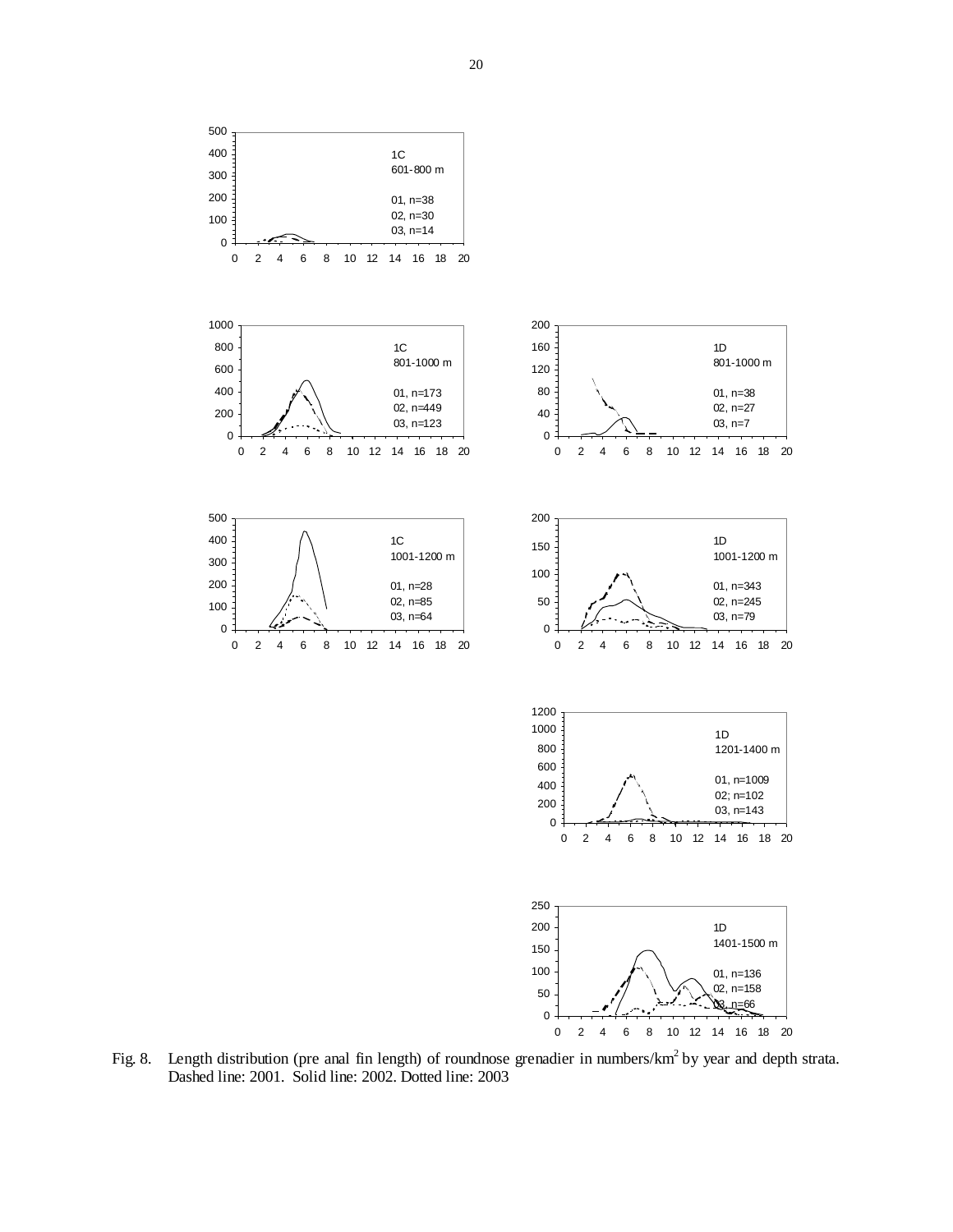Fig. 8. Length distribution (pre anal fin length) of roundnose grenadier in numbers/km$^2$ by year and depth strata. Dashed line: 2001. Solid line: 2002. Dotted line: 2003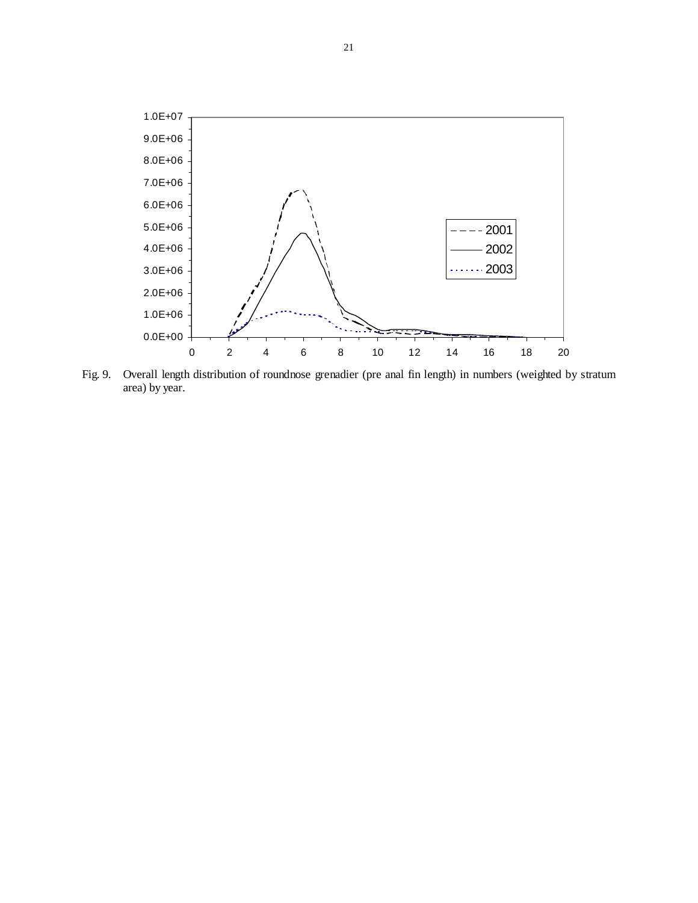Fig. 9. Overall length distribution of roundnose grenadier (pre anal fin length) in numbers (weighted by stratum area) by year.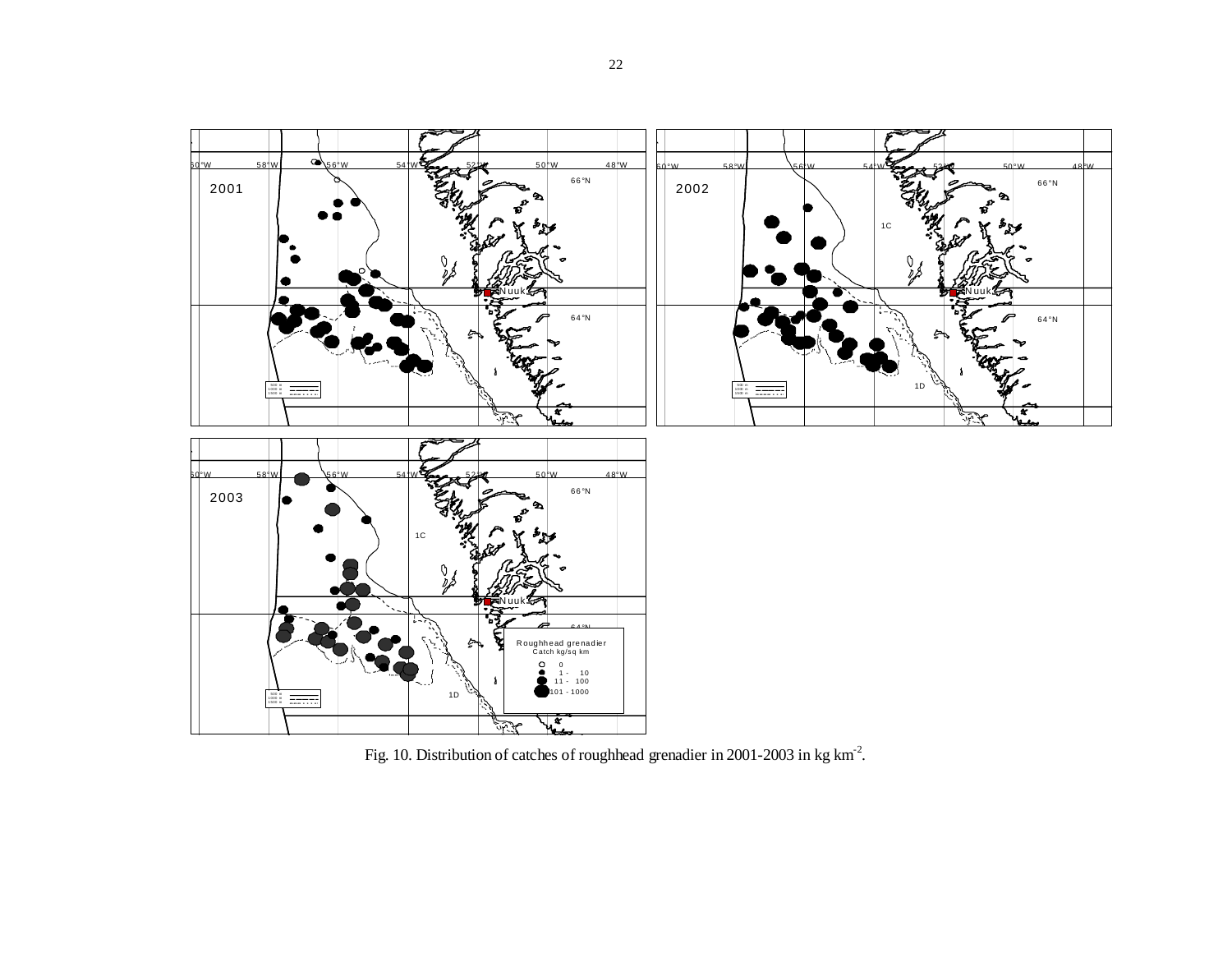Fig. 10. Distribution of catches of roughhead grenadier in 2001-2003 in kg $km^{-2}$.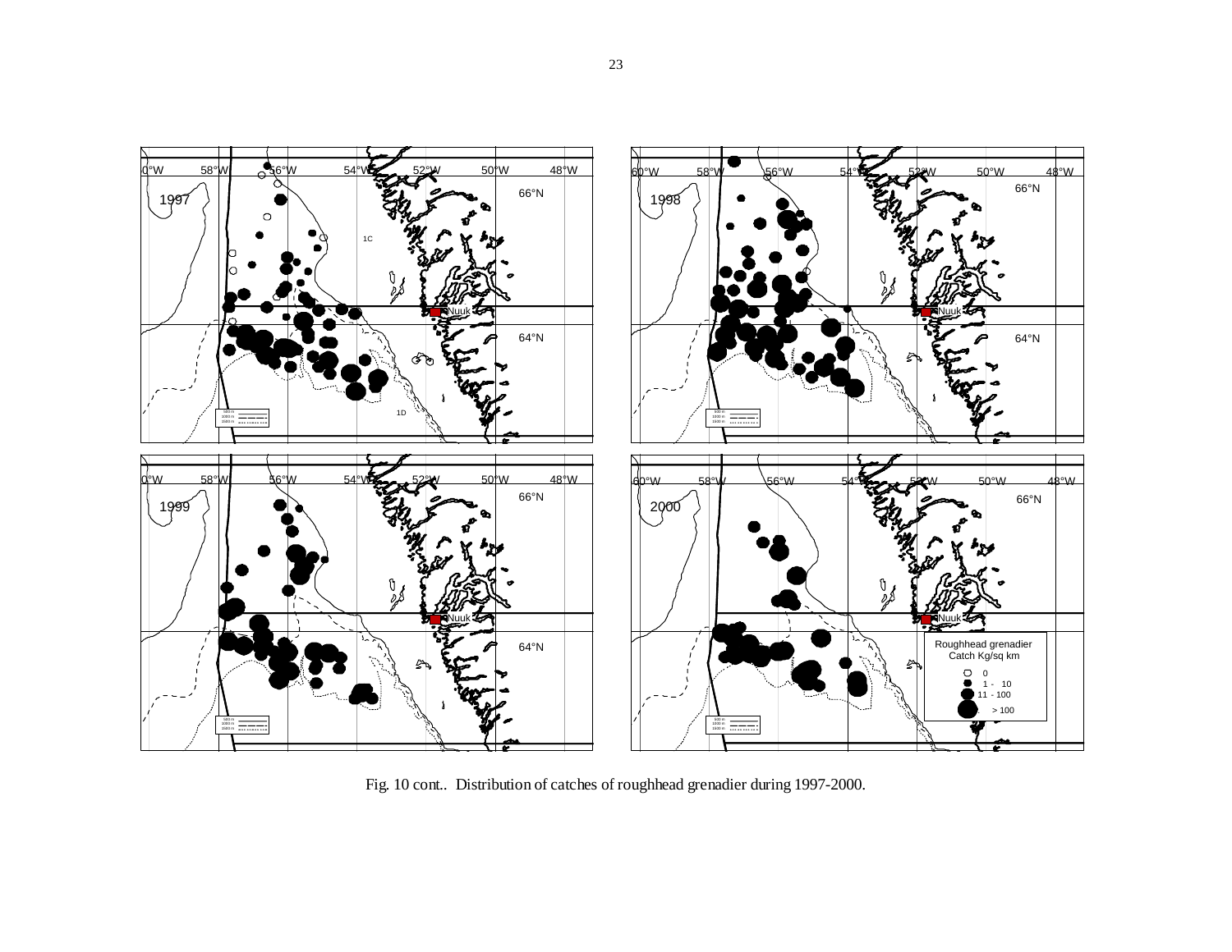Fig. 10 cont.. Distribution of catches of roughhead grenadier during 1997-2000.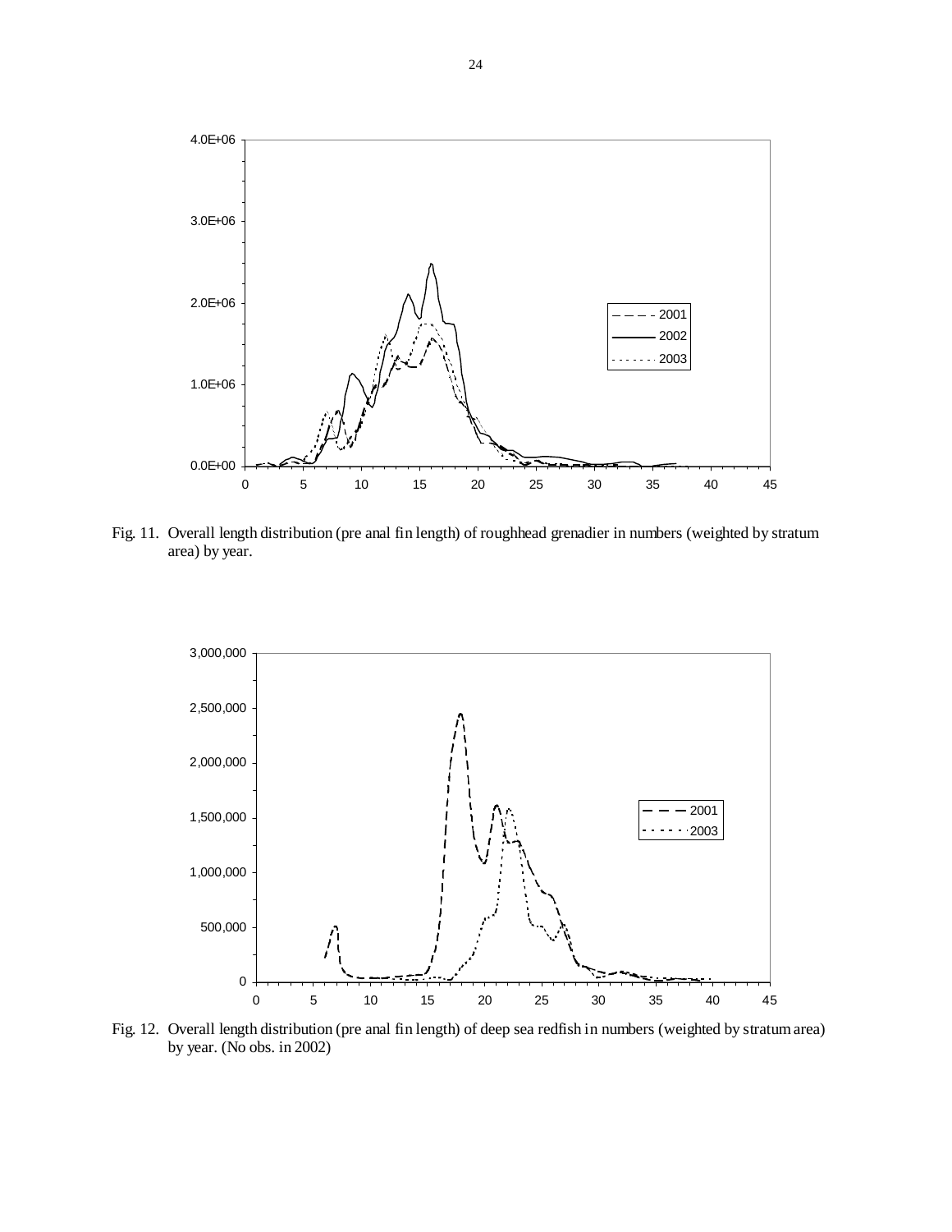Fig. 11. Overall length distribution (pre anal fin length) of roughhead grenadier in numbers (weighted by stratum area) by year.

Fig. 12. Overall length distribution (pre anal fin length) of deep sea redfish in numbers (weighted by stratum area) by year. (No obs. in 2002)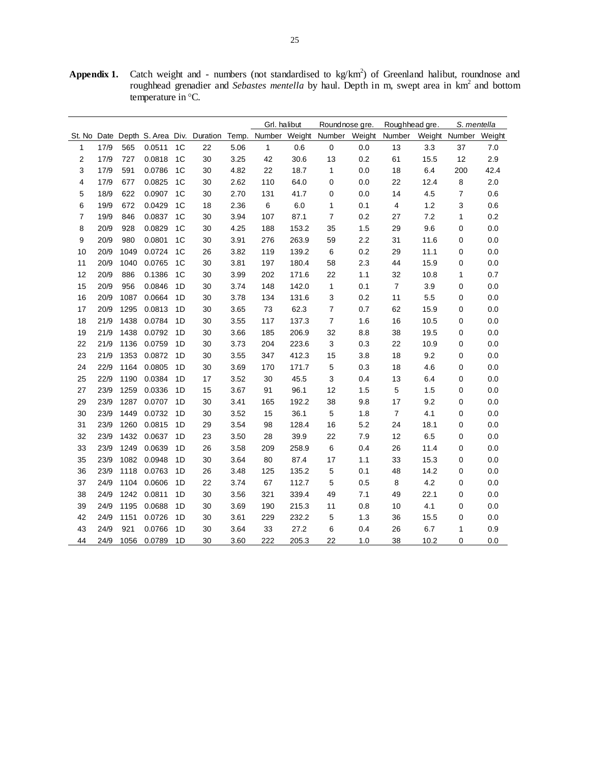**Appendix 1.** Catch weight and - numbers (not standardised to kg/km$^2$) of Greenland halibut, roundnose and roughhead grenadier and *Sebastes mentella* by haul. Depth in m, swept area in km$^2$ and bottom temperature in °C.

| | | | | | | | Grl. halibut | | Roundnose gre. | | Roughhead gre. | | *S. mentella* | |
|---|---|---|---|---|---|---|---|---|---|---|---|---|---|---|
| St. No | Date | Depth | S. Area | Div. | Duration | Temp. | Number | Weight | Number | Weight | Number | Weight | Number | Weight |
| 1 | 17/9 | 565 | 0.0511 | 1C | 22 | 5.06 | 1 | 0.6 | 0 | 0.0 | 13 | 3.3 | 37 | 7.0 |
| 2 | 17/9 | 727 | 0.0818 | 1C | 30 | 3.25 | 42 | 30.6 | 13 | 0.2 | 61 | 15.5 | 12 | 2.9 |
| 3 | 17/9 | 591 | 0.0786 | 1C | 30 | 4.82 | 22 | 18.7 | 1 | 0.0 | 18 | 6.4 | 200 | 42.4 |
| 4 | 17/9 | 677 | 0.0825 | 1C | 30 | 2.62 | 110 | 64.0 | 0 | 0.0 | 22 | 12.4 | 8 | 2.0 |
| 5 | 18/9 | 622 | 0.0907 | 1C | 30 | 2.70 | 131 | 41.7 | 0 | 0.0 | 14 | 4.5 | 7 | 0.6 |
| 6 | 19/9 | 672 | 0.0429 | 1C | 18 | 2.36 | 6 | 6.0 | 1 | 0.1 | 4 | 1.2 | 3 | 0.6 |
| 7 | 19/9 | 846 | 0.0837 | 1C | 30 | 3.94 | 107 | 87.1 | 7 | 0.2 | 27 | 7.2 | 1 | 0.2 |
| 8 | 20/9 | 928 | 0.0829 | 1C | 30 | 4.25 | 188 | 153.2 | 35 | 1.5 | 29 | 9.6 | 0 | 0.0 |
| 9 | 20/9 | 980 | 0.0801 | 1C | 30 | 3.91 | 276 | 263.9 | 59 | 2.2 | 31 | 11.6 | 0 | 0.0 |
| 10 | 20/9 | 1049 | 0.0724 | 1C | 26 | 3.82 | 119 | 139.2 | 6 | 0.2 | 29 | 11.1 | 0 | 0.0 |
| 11 | 20/9 | 1040 | 0.0765 | 1C | 30 | 3.81 | 197 | 180.4 | 58 | 2.3 | 44 | 15.9 | 0 | 0.0 |
| 12 | 20/9 | 886 | 0.1386 | 1C | 30 | 3.99 | 202 | 171.6 | 22 | 1.1 | 32 | 10.8 | 1 | 0.7 |
| 15 | 20/9 | 956 | 0.0846 | 1D | 30 | 3.74 | 148 | 142.0 | 1 | 0.1 | 7 | 3.9 | 0 | 0.0 |
| 16 | 20/9 | 1087 | 0.0664 | 1D | 30 | 3.78 | 134 | 131.6 | 3 | 0.2 | 11 | 5.5 | 0 | 0.0 |
| 17 | 20/9 | 1295 | 0.0813 | 1D | 30 | 3.65 | 73 | 62.3 | 7 | 0.7 | 62 | 15.9 | 0 | 0.0 |
| 18 | 21/9 | 1438 | 0.0784 | 1D | 30 | 3.55 | 117 | 137.3 | 7 | 1.6 | 16 | 10.5 | 0 | 0.0 |
| 19 | 21/9 | 1438 | 0.0792 | 1D | 30 | 3.66 | 185 | 206.9 | 32 | 8.8 | 38 | 19.5 | 0 | 0.0 |
| 22 | 21/9 | 1136 | 0.0759 | 1D | 30 | 3.73 | 204 | 223.6 | 3 | 0.3 | 22 | 10.9 | 0 | 0.0 |
| 23 | 21/9 | 1353 | 0.0872 | 1D | 30 | 3.55 | 347 | 412.3 | 15 | 3.8 | 18 | 9.2 | 0 | 0.0 |
| 24 | 22/9 | 1164 | 0.0805 | 1D | 30 | 3.69 | 170 | 171.7 | 5 | 0.3 | 18 | 4.6 | 0 | 0.0 |
| 25 | 22/9 | 1190 | 0.0384 | 1D | 17 | 3.52 | 30 | 45.5 | 3 | 0.4 | 13 | 6.4 | 0 | 0.0 |
| 27 | 23/9 | 1259 | 0.0336 | 1D | 15 | 3.67 | 91 | 96.1 | 12 | 1.5 | 5 | 1.5 | 0 | 0.0 |
| 29 | 23/9 | 1287 | 0.0707 | 1D | 30 | 3.41 | 165 | 192.2 | 38 | 9.8 | 17 | 9.2 | 0 | 0.0 |
| 30 | 23/9 | 1449 | 0.0732 | 1D | 30 | 3.52 | 15 | 36.1 | 5 | 1.8 | 7 | 4.1 | 0 | 0.0 |
| 31 | 23/9 | 1260 | 0.0815 | 1D | 29 | 3.54 | 98 | 128.4 | 16 | 5.2 | 24 | 18.1 | 0 | 0.0 |
| 32 | 23/9 | 1432 | 0.0637 | 1D | 23 | 3.50 | 28 | 39.9 | 22 | 7.9 | 12 | 6.5 | 0 | 0.0 |
| 33 | 23/9 | 1249 | 0.0639 | 1D | 26 | 3.58 | 209 | 258.9 | 6 | 0.4 | 26 | 11.4 | 0 | 0.0 |
| 35 | 23/9 | 1082 | 0.0948 | 1D | 30 | 3.64 | 80 | 87.4 | 17 | 1.1 | 33 | 15.3 | 0 | 0.0 |
| 36 | 23/9 | 1118 | 0.0763 | 1D | 26 | 3.48 | 125 | 135.2 | 5 | 0.1 | 48 | 14.2 | 0 | 0.0 |
| 37 | 24/9 | 1104 | 0.0606 | 1D | 22 | 3.74 | 67 | 112.7 | 5 | 0.5 | 8 | 4.2 | 0 | 0.0 |
| 38 | 24/9 | 1242 | 0.0811 | 1D | 30 | 3.56 | 321 | 339.4 | 49 | 7.1 | 49 | 22.1 | 0 | 0.0 |
| 39 | 24/9 | 1195 | 0.0688 | 1D | 30 | 3.69 | 190 | 215.3 | 11 | 0.8 | 10 | 4.1 | 0 | 0.0 |
| 42 | 24/9 | 1151 | 0.0726 | 1D | 30 | 3.61 | 229 | 232.2 | 5 | 1.3 | 36 | 15.5 | 0 | 0.0 |
| 43 | 24/9 | 921 | 0.0766 | 1D | 30 | 3.64 | 33 | 27.2 | 6 | 0.4 | 26 | 6.7 | 1 | 0.9 |
| 44 | 24/9 | 1056 | 0.0789 | 1D | 30 | 3.60 | 222 | 205.3 | 22 | 1.0 | 38 | 10.2 | 0 | 0.0 |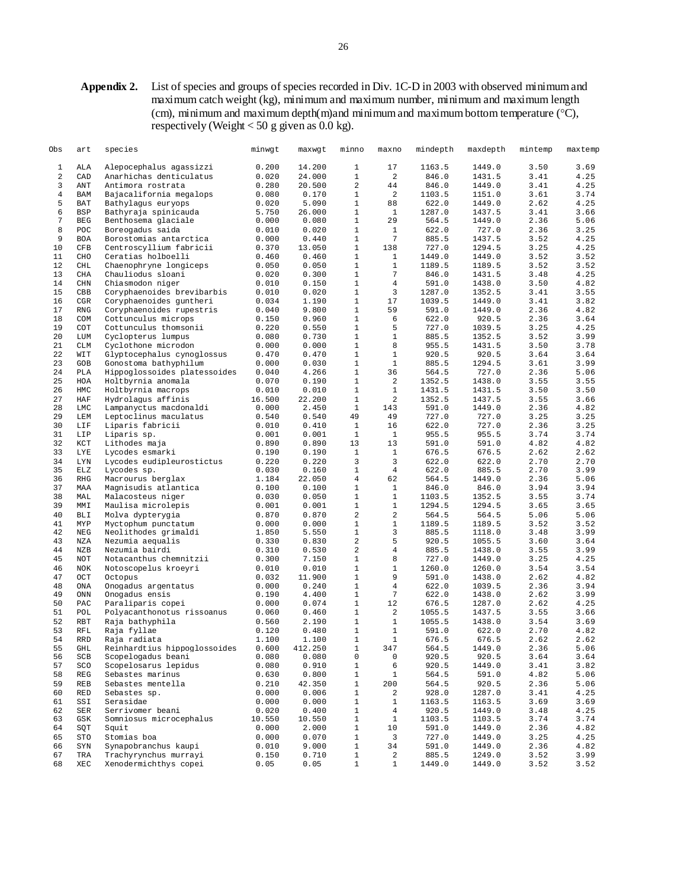**Appendix 2.** List of species and groups of species recorded in Div. 1C-D in 2003 with observed minimum and maximum catch weight (kg), minimum and maximum number, minimum and maximum length (cm), minimum and maximum depth(m)and minimum and maximum bottom temperature (°C), respectively (Weight < 50 g given as 0.0 kg).

| Obs | art | species | minwgt | maxwgt | minno | maxno | mindepth | maxdepth | mintemp | maxtemp |
|---|---|---|---|---|---|---|---|---|---|---|
| 1 | ALA | Alepocephalus agassizzi | 0.200 | 14.200 | 1 | 17 | 1163.5 | 1449.0 | 3.50 | 3.69 |
| 2 | CAD | Anarhichas denticulatus | 0.020 | 24.000 | 1 | 2 | 846.0 | 1431.5 | 3.41 | 4.25 |
| 3 | ANT | Antimora rostrata | 0.280 | 20.500 | 2 | 44 | 846.0 | 1449.0 | 3.41 | 4.25 |
| 4 | BAM | Bajacalifornia megalops | 0.080 | 0.170 | 1 | 2 | 1103.5 | 1151.0 | 3.61 | 3.74 |
| 5 | BAT | Bathylagus euryops | 0.020 | 5.090 | 1 | 88 | 622.0 | 1449.0 | 2.62 | 4.25 |
| 6 | BSP | Bathyraja spinicauda | 5.750 | 26.000 | 1 | 1 | 1287.0 | 1437.5 | 3.41 | 3.66 |
| 7 | BEG | Benthosema glaciale | 0.000 | 0.080 | 1 | 29 | 564.5 | 1449.0 | 2.36 | 5.06 |
| 8 | POC | Boreogadus saida | 0.010 | 0.020 | 1 | 1 | 622.0 | 727.0 | 2.36 | 3.25 |
| 9 | BOA | Borostomias antarctica | 0.000 | 0.440 | 1 | 7 | 885.5 | 1437.5 | 3.52 | 4.25 |
| 10 | CFB | Centroscyllium fabricii | 0.370 | 13.050 | 1 | 138 | 727.0 | 1294.5 | 3.25 | 4.25 |
| 11 | CHO | Ceratias holboelli | 0.460 | 0.460 | 1 | 1 | 1449.0 | 1449.0 | 3.52 | 3.52 |
| 12 | CHL | Chaenophryne longiceps | 0.050 | 0.050 | 1 | 1 | 1189.5 | 1189.5 | 3.52 | 3.52 |
| 13 | CHA | Chauliodus sloani | 0.020 | 0.300 | 1 | 7 | 846.0 | 1431.5 | 3.48 | 4.25 |
| 14 | CHN | Chiasmodon niger | 0.010 | 0.150 | 1 | 4 | 591.0 | 1438.0 | 3.50 | 4.82 |
| 15 | CBB | Coryphaenoides brevibarbis | 0.010 | 0.020 | 1 | 3 | 1287.0 | 1352.5 | 3.41 | 3.55 |
| 16 | CGR | Coryphaenoides guntheri | 0.034 | 1.190 | 1 | 17 | 1039.5 | 1449.0 | 3.41 | 3.82 |
| 17 | RNG | Coryphaenoides rupestris | 0.040 | 9.800 | 1 | 59 | 591.0 | 1449.0 | 2.36 | 4.82 |
| 18 | COM | Cottunculus microps | 0.150 | 0.960 | 1 | 6 | 622.0 | 920.5 | 2.36 | 3.64 |
| 19 | COT | Cottunculus thomsonii | 0.220 | 0.550 | 1 | 5 | 727.0 | 1039.5 | 3.25 | 4.25 |
| 20 | LUM | Cyclopterus lumpus | 0.080 | 0.730 | 1 | 1 | 885.5 | 1352.5 | 3.52 | 3.99 |
| 21 | CLM | Cyclothone microdon | 0.000 | 0.000 | 1 | 8 | 955.5 | 1431.5 | 3.50 | 3.78 |
| 22 | WIT | Glyptocephalus cynoglossus | 0.470 | 0.470 | 1 | 1 | 920.5 | 920.5 | 3.64 | 3.64 |
| 23 | GOB | Gonostoma bathyphilum | 0.000 | 0.030 | 1 | 1 | 885.5 | 1294.5 | 3.61 | 3.99 |
| 24 | PLA | Hippoglossoides platessoides | 0.040 | 4.266 | 1 | 36 | 564.5 | 727.0 | 2.36 | 5.06 |
| 25 | HOA | Holtbyrnia anomala | 0.070 | 0.190 | 1 | 2 | 1352.5 | 1438.0 | 3.55 | 3.55 |
| 26 | HMC | Holtbyrnia macrops | 0.010 | 0.010 | 1 | 1 | 1431.5 | 1431.5 | 3.50 | 3.50 |
| 27 | HAF | Hydrolagus affinis | 16.500 | 22.200 | 1 | 2 | 1352.5 | 1437.5 | 3.55 | 3.66 |
| 28 | LMC | Lampanyctus macdonaldi | 0.000 | 2.450 | 1 | 143 | 591.0 | 1449.0 | 2.36 | 4.82 |
| 29 | LEM | Leptoclinus maculatus | 0.540 | 0.540 | 49 | 49 | 727.0 | 727.0 | 3.25 | 3.25 |
| 30 | LIF | Liparis fabricii | 0.010 | 0.410 | 1 | 16 | 622.0 | 727.0 | 2.36 | 3.25 |
| 31 | LIP | Liparis sp. | 0.001 | 0.001 | 1 | 1 | 955.5 | 955.5 | 3.74 | 3.74 |
| 32 | KCT | Lithodes maja | 0.890 | 0.890 | 13 | 13 | 591.0 | 591.0 | 4.82 | 4.82 |
| 33 | LYE | Lycodes esmarki | 0.190 | 0.190 | 1 | 1 | 676.5 | 676.5 | 2.62 | 2.62 |
| 34 | LYN | Lycodes eudipleurostictus | 0.220 | 0.220 | 3 | 3 | 622.0 | 622.0 | 2.70 | 2.70 |
| 35 | ELZ | Lycodes sp. | 0.030 | 0.160 | 1 | 4 | 622.0 | 885.5 | 2.70 | 3.99 |
| 36 | RHG | Macrourus berglax | 1.184 | 22.050 | 4 | 62 | 564.5 | 1449.0 | 2.36 | 5.06 |
| 37 | MAA | Magnisudis atlantica | 0.100 | 0.100 | 1 | 1 | 846.0 | 846.0 | 3.94 | 3.94 |
| 38 | MAL | Malacosteus niger | 0.030 | 0.050 | 1 | 1 | 1103.5 | 1352.5 | 3.55 | 3.74 |
| 39 | MMI | Maulisa microlepis | 0.001 | 0.001 | 1 | 1 | 1294.5 | 1294.5 | 3.65 | 3.65 |
| 40 | BLI | Molva dypterygia | 0.870 | 0.870 | 2 | 2 | 564.5 | 564.5 | 5.06 | 5.06 |
| 41 | MYP | Myctophum punctatum | 0.000 | 0.000 | 1 | 1 | 1189.5 | 1189.5 | 3.52 | 3.52 |
| 42 | NEG | Neolithodes grimaldi | 1.850 | 5.550 | 1 | 3 | 885.5 | 1118.0 | 3.48 | 3.99 |
| 43 | NZA | Nezumia aequalis | 0.330 | 0.830 | 2 | 5 | 920.5 | 1055.5 | 3.60 | 3.64 |
| 44 | NZB | Nezumia bairdi | 0.310 | 0.530 | 2 | 4 | 885.5 | 1438.0 | 3.55 | 3.99 |
| 45 | NOT | Notacanthus chemnitzii | 0.300 | 7.150 | 1 | 8 | 727.0 | 1449.0 | 3.25 | 4.25 |
| 46 | NOK | Notoscopelus kroeyri | 0.010 | 0.010 | 1 | 1 | 1260.0 | 1260.0 | 3.54 | 3.54 |
| 47 | OCT | Octopus | 0.032 | 11.900 | 1 | 9 | 591.0 | 1438.0 | 2.62 | 4.82 |
| 48 | ONA | Onogadus argentatus | 0.000 | 0.240 | 1 | 4 | 622.0 | 1039.5 | 2.36 | 3.94 |
| 49 | ONN | Onogadus ensis | 0.190 | 4.400 | 1 | 7 | 622.0 | 1438.0 | 2.62 | 3.99 |
| 50 | PAC | Paraliparis copei | 0.000 | 0.074 | 1 | 12 | 676.5 | 1287.0 | 2.62 | 4.25 |
| 51 | POL | Polyacanthonotus rissoanus | 0.060 | 0.460 | 1 | 2 | 1055.5 | 1437.5 | 3.55 | 3.66 |
| 52 | RBT | Raja bathyphila | 0.560 | 2.190 | 1 | 1 | 1055.5 | 1438.0 | 3.54 | 3.69 |
| 53 | RFL | Raja fyllae | 0.120 | 0.480 | 1 | 1 | 591.0 | 622.0 | 2.70 | 4.82 |
| 54 | RRD | Raja radiata | 1.100 | 1.100 | 1 | 1 | 676.5 | 676.5 | 2.62 | 2.62 |
| 55 | GHL | Reinhardtius hippoglossoides | 0.600 | 412.250 | 1 | 347 | 564.5 | 1449.0 | 2.36 | 5.06 |
| 56 | SCB | Scopelogadus beani | 0.080 | 0.080 | 0 | 0 | 920.5 | 920.5 | 3.64 | 3.64 |
| 57 | SCO | Scopelosarus lepidus | 0.080 | 0.910 | 1 | 6 | 920.5 | 1449.0 | 3.41 | 3.82 |
| 58 | REG | Sebastes marinus | 0.630 | 0.800 | 1 | 1 | 564.5 | 591.0 | 4.82 | 5.06 |
| 59 | REB | Sebastes mentella | 0.210 | 42.350 | 1 | 200 | 564.5 | 920.5 | 2.36 | 5.06 |
| 60 | RED | Sebastes sp. | 0.000 | 0.006 | 1 | 2 | 928.0 | 1287.0 | 3.41 | 4.25 |
| 61 | SSI | Serasidae | 0.000 | 0.000 | 1 | 1 | 1163.5 | 1163.5 | 3.69 | 3.69 |
| 62 | SER | Serrivomer beani | 0.020 | 0.400 | 1 | 4 | 920.5 | 1449.0 | 3.48 | 4.25 |
| 63 | GSK | Somniosus microcephalus | 10.550 | 10.550 | 1 | 1 | 1103.5 | 1103.5 | 3.74 | 3.74 |
| 64 | SQT | Squit | 0.000 | 2.000 | 1 | 10 | 591.0 | 1449.0 | 2.36 | 4.82 |
| 65 | STO | Stomias boa | 0.000 | 0.070 | 1 | 3 | 727.0 | 1449.0 | 3.25 | 4.25 |
| 66 | SYN | Synapobranchus kaupi | 0.010 | 9.000 | 1 | 34 | 591.0 | 1449.0 | 2.36 | 4.82 |
| 67 | TRA | Trachyrynchus murrayi | 0.150 | 0.710 | 1 | 2 | 885.5 | 1249.0 | 3.52 | 3.99 |
| 68 | XEC | Xenodermichthys copei | 0.05 | 0.05 | 1 | 1 | 1449.0 | 1449.0 | 3.52 | 3.52 |